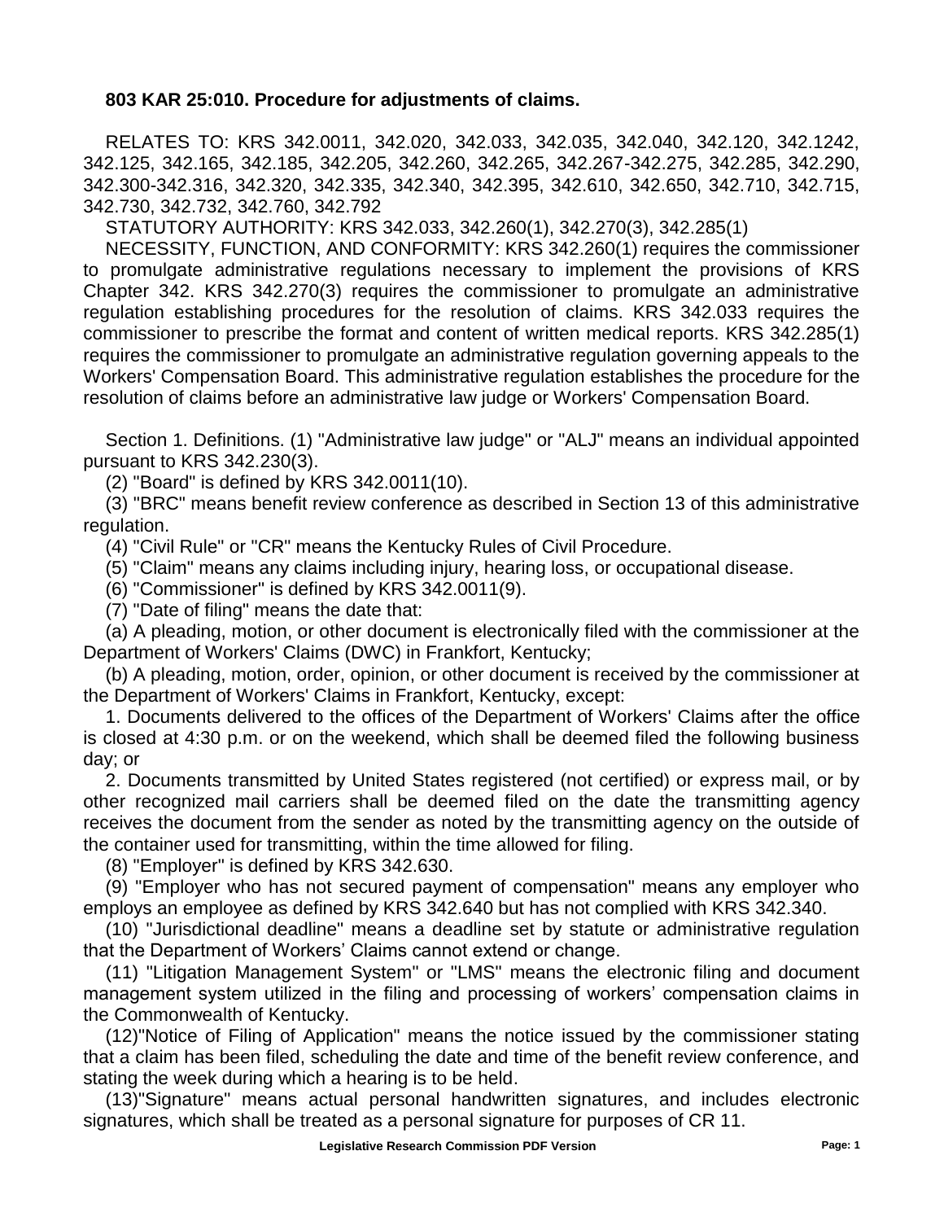# 803 KAR 25:010. Procedure for adjustments of claims.

RELATES TO: KRS 342.0011, 342.020, 342.033, 342.035, 342.040, 342.120, 342.1242, 342.125, 342.165, 342.185, 342.205, 342.260, 342.265, 342.267-342.275, 342.285, 342.290, 342.300-342.316, 342.320, 342.335, 342.340, 342.395, 342.610, 342.650, 342.710, 342.715, 342.730, 342.732, 342.760, 342.792

STATUTORY AUTHORITY: KRS 342.033, 342.260(1), 342.270(3), 342.285(1)

NECESSITY, FUNCTION, AND CONFORMITY: KRS 342.260(1) requires the commissioner to promulgate administrative regulations necessary to implement the provisions of KRS Chapter 342. KRS 342.270(3) requires the commissioner to promulgate an administrative regulation establishing procedures for the resolution of claims. KRS 342.033 requires the commissioner to prescribe the format and content of written medical reports. KRS 342.285(1) requires the commissioner to promulgate an administrative regulation governing appeals to the Workers' Compensation Board. This administrative regulation establishes the procedure for the resolution of claims before an administrative law judge or Workers' Compensation Board.

Section 1. Definitions. (1) "Administrative law judge" or "ALJ" means an individual appointed pursuant to KRS 342.230(3).

(2) "Board" is defined by KRS 342.0011(10).

(3) "BRC" means benefit review conference as described in Section 13 of this administrative regulation.

(4) "Civil Rule" or "CR" means the Kentucky Rules of Civil Procedure.

(5) "Claim" means any claims including injury, hearing loss, or occupational disease.

(6) "Commissioner" is defined by KRS 342.0011(9).

(7) "Date of filing" means the date that:

(a) A pleading, motion, or other document is electronically filed with the commissioner at the Department of Workers' Claims (DWC) in Frankfort, Kentucky;

(b) A pleading, motion, order, opinion, or other document is received by the commissioner at the Department of Workers' Claims in Frankfort, Kentucky, except:

1. Documents delivered to the offices of the Department of Workers' Claims after the office is closed at 4:30 p.m. or on the weekend, which shall be deemed filed the following business day; or

2. Documents transmitted by United States registered (not certified) or express mail, or by other recognized mail carriers shall be deemed filed on the date the transmitting agency receives the document from the sender as noted by the transmitting agency on the outside of the container used for transmitting, within the time allowed for filing.

(8) "Employer" is defined by KRS 342.630.

(9) "Employer who has not secured payment of compensation" means any employer who employs an employee as defined by KRS 342.640 but has not complied with KRS 342.340.

(10) "Jurisdictional deadline" means a deadline set by statute or administrative regulation that the Department of Workers' Claims cannot extend or change.

(11) "Litigation Management System" or "LMS" means the electronic filing and document management system utilized in the filing and processing of workers' compensation claims in the Commonwealth of Kentucky.

(12)"Notice of Filing of Application" means the notice issued by the commissioner stating that a claim has been filed, scheduling the date and time of the benefit review conference, and stating the week during which a hearing is to be held.

(13)"Signature" means actual personal handwritten signatures, and includes electronic signatures, which shall be treated as a personal signature for purposes of CR 11.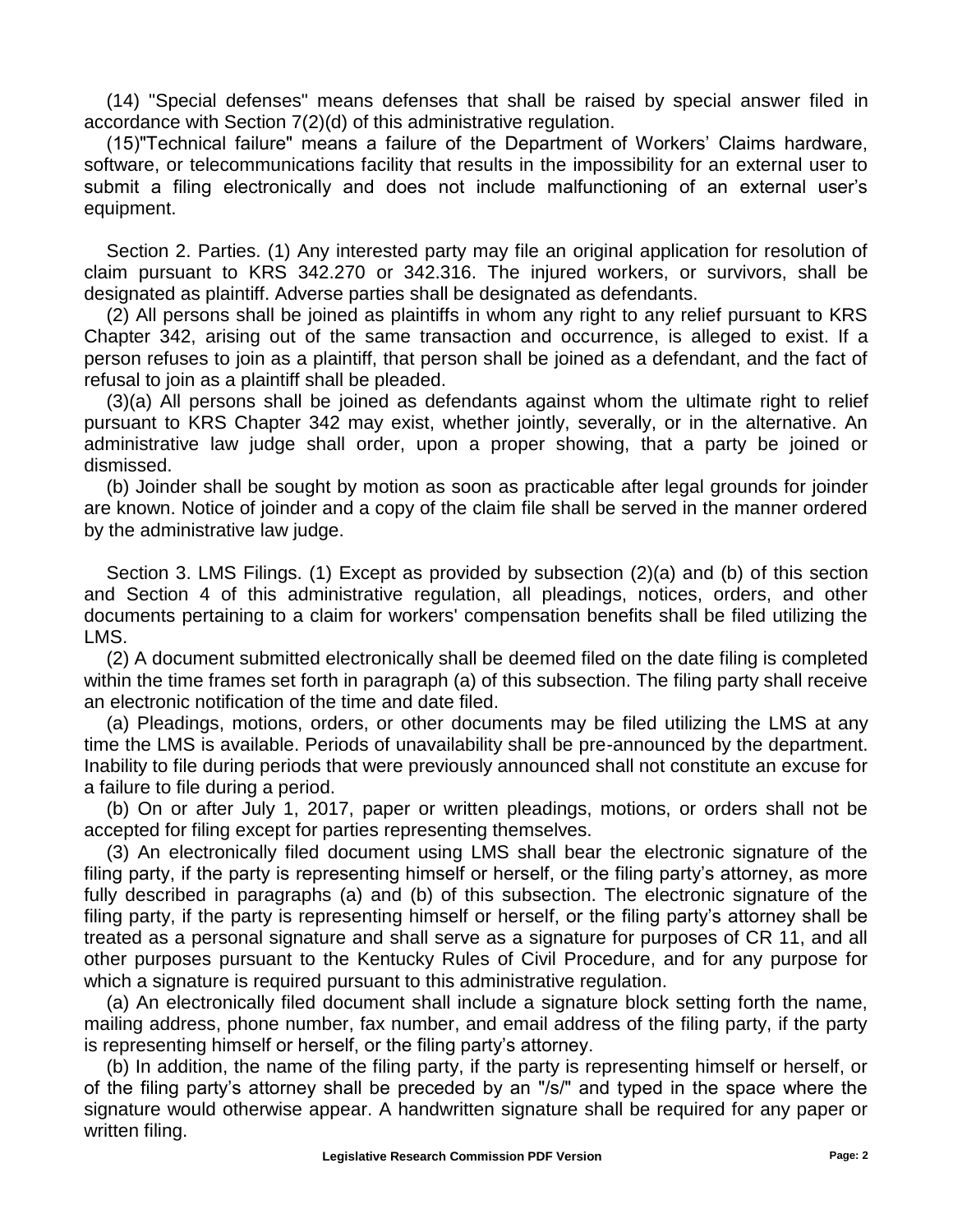(14) "Special defenses" means defenses that shall be raised by special answer filed in accordance with Section 7(2)(d) of this administrative regulation.

(15)"Technical failure" means a failure of the Department of Workers' Claims hardware, software, or telecommunications facility that results in the impossibility for an external user to submit a filing electronically and does not include malfunctioning of an external user's equipment.

Section 2. Parties. (1) Any interested party may file an original application for resolution of claim pursuant to KRS 342.270 or 342.316. The injured workers, or survivors, shall be designated as plaintiff. Adverse parties shall be designated as defendants.

(2) All persons shall be joined as plaintiffs in whom any right to any relief pursuant to KRS Chapter 342, arising out of the same transaction and occurrence, is alleged to exist. If a person refuses to join as a plaintiff, that person shall be joined as a defendant, and the fact of refusal to join as a plaintiff shall be pleaded.

(3)(a) All persons shall be joined as defendants against whom the ultimate right to relief pursuant to KRS Chapter 342 may exist, whether jointly, severally, or in the alternative. An administrative law judge shall order, upon a proper showing, that a party be joined or dismissed.

(b) Joinder shall be sought by motion as soon as practicable after legal grounds for joinder are known. Notice of joinder and a copy of the claim file shall be served in the manner ordered by the administrative law judge.

Section 3. LMS Filings. (1) Except as provided by subsection (2)(a) and (b) of this section and Section 4 of this administrative regulation, all pleadings, notices, orders, and other documents pertaining to a claim for workers' compensation benefits shall be filed utilizing the LMS.

(2) A document submitted electronically shall be deemed filed on the date filing is completed within the time frames set forth in paragraph (a) of this subsection. The filing party shall receive an electronic notification of the time and date filed.

(a) Pleadings, motions, orders, or other documents may be filed utilizing the LMS at any time the LMS is available. Periods of unavailability shall be pre-announced by the department. Inability to file during periods that were previously announced shall not constitute an excuse for a failure to file during a period.

(b) On or after July 1, 2017, paper or written pleadings, motions, or orders shall not be accepted for filing except for parties representing themselves.

(3) An electronically filed document using LMS shall bear the electronic signature of the filing party, if the party is representing himself or herself, or the filing party's attorney, as more fully described in paragraphs (a) and (b) of this subsection. The electronic signature of the filing party, if the party is representing himself or herself, or the filing party's attorney shall be treated as a personal signature and shall serve as a signature for purposes of CR 11, and all other purposes pursuant to the Kentucky Rules of Civil Procedure, and for any purpose for which a signature is required pursuant to this administrative regulation.

(a) An electronically filed document shall include a signature block setting forth the name, mailing address, phone number, fax number, and email address of the filing party, if the party is representing himself or herself, or the filing party's attorney.

(b) In addition, the name of the filing party, if the party is representing himself or herself, or of the filing party's attorney shall be preceded by an "/s/" and typed in the space where the signature would otherwise appear. A handwritten signature shall be required for any paper or written filing.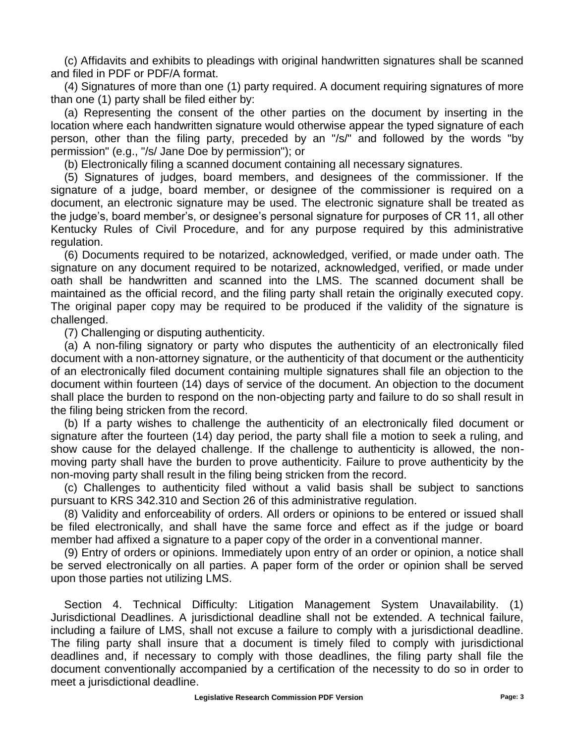(c) Affidavits and exhibits to pleadings with original handwritten signatures shall be scanned and filed in PDF or PDF/A format.

(4) Signatures of more than one (1) party required. A document requiring signatures of more than one (1) party shall be filed either by:

(a) Representing the consent of the other parties on the document by inserting in the location where each handwritten signature would otherwise appear the typed signature of each person, other than the filing party, preceded by an "/s/" and followed by the words "by permission" (e.g., "/s/ Jane Doe by permission"); or

(b) Electronically filing a scanned document containing all necessary signatures.

(5) Signatures of judges, board members, and designees of the commissioner. If the signature of a judge, board member, or designee of the commissioner is required on a document, an electronic signature may be used. The electronic signature shall be treated as the judge's, board member's, or designee's personal signature for purposes of CR 11, all other Kentucky Rules of Civil Procedure, and for any purpose required by this administrative regulation.

(6) Documents required to be notarized, acknowledged, verified, or made under oath. The signature on any document required to be notarized, acknowledged, verified, or made under oath shall be handwritten and scanned into the LMS. The scanned document shall be maintained as the official record, and the filing party shall retain the originally executed copy. The original paper copy may be required to be produced if the validity of the signature is challenged.

(7) Challenging or disputing authenticity.

(a) A non-filing signatory or party who disputes the authenticity of an electronically filed document with a non-attorney signature, or the authenticity of that document or the authenticity of an electronically filed document containing multiple signatures shall file an objection to the document within fourteen (14) days of service of the document. An objection to the document shall place the burden to respond on the non-objecting party and failure to do so shall result in the filing being stricken from the record.

(b) If a party wishes to challenge the authenticity of an electronically filed document or signature after the fourteen (14) day period, the party shall file a motion to seek a ruling, and show cause for the delayed challenge. If the challenge to authenticity is allowed, the non-moving party shall have the burden to prove authenticity. Failure to prove authenticity by the non-moving party shall result in the filing being stricken from the record.

(c) Challenges to authenticity filed without a valid basis shall be subject to sanctions pursuant to KRS 342.310 and Section 26 of this administrative regulation.

(8) Validity and enforceability of orders. All orders or opinions to be entered or issued shall be filed electronically, and shall have the same force and effect as if the judge or board member had affixed a signature to a paper copy of the order in a conventional manner.

(9) Entry of orders or opinions. Immediately upon entry of an order or opinion, a notice shall be served electronically on all parties. A paper form of the order or opinion shall be served upon those parties not utilizing LMS.

Section 4. Technical Difficulty: Litigation Management System Unavailability. (1) Jurisdictional Deadlines. A jurisdictional deadline shall not be extended. A technical failure, including a failure of LMS, shall not excuse a failure to comply with a jurisdictional deadline. The filing party shall insure that a document is timely filed to comply with jurisdictional deadlines and, if necessary to comply with those deadlines, the filing party shall file the document conventionally accompanied by a certification of the necessity to do so in order to meet a jurisdictional deadline.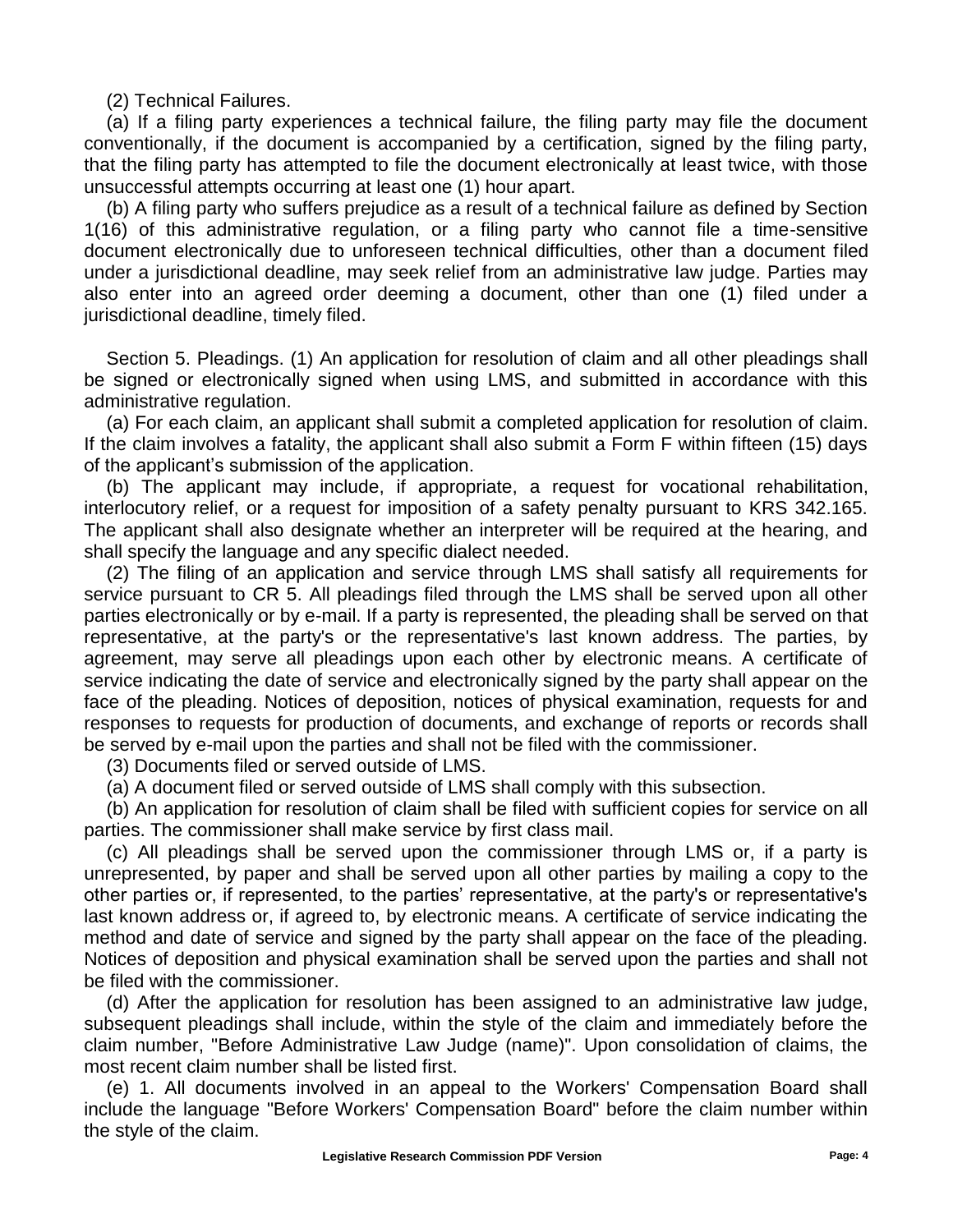(2) Technical Failures.

(a) If a filing party experiences a technical failure, the filing party may file the document conventionally, if the document is accompanied by a certification, signed by the filing party, that the filing party has attempted to file the document electronically at least twice, with those unsuccessful attempts occurring at least one (1) hour apart.

(b) A filing party who suffers prejudice as a result of a technical failure as defined by Section 1(16) of this administrative regulation, or a filing party who cannot file a time-sensitive document electronically due to unforeseen technical difficulties, other than a document filed under a jurisdictional deadline, may seek relief from an administrative law judge. Parties may also enter into an agreed order deeming a document, other than one (1) filed under a jurisdictional deadline, timely filed.

Section 5. Pleadings. (1) An application for resolution of claim and all other pleadings shall be signed or electronically signed when using LMS, and submitted in accordance with this administrative regulation.

(a) For each claim, an applicant shall submit a completed application for resolution of claim. If the claim involves a fatality, the applicant shall also submit a Form F within fifteen (15) days of the applicant's submission of the application.

(b) The applicant may include, if appropriate, a request for vocational rehabilitation, interlocutory relief, or a request for imposition of a safety penalty pursuant to KRS 342.165. The applicant shall also designate whether an interpreter will be required at the hearing, and shall specify the language and any specific dialect needed.

(2) The filing of an application and service through LMS shall satisfy all requirements for service pursuant to CR 5. All pleadings filed through the LMS shall be served upon all other parties electronically or by e-mail. If a party is represented, the pleading shall be served on that representative, at the party's or the representative's last known address. The parties, by agreement, may serve all pleadings upon each other by electronic means. A certificate of service indicating the date of service and electronically signed by the party shall appear on the face of the pleading. Notices of deposition, notices of physical examination, requests for and responses to requests for production of documents, and exchange of reports or records shall be served by e-mail upon the parties and shall not be filed with the commissioner.

(3) Documents filed or served outside of LMS.

(a) A document filed or served outside of LMS shall comply with this subsection.

(b) An application for resolution of claim shall be filed with sufficient copies for service on all parties. The commissioner shall make service by first class mail.

(c) All pleadings shall be served upon the commissioner through LMS or, if a party is unrepresented, by paper and shall be served upon all other parties by mailing a copy to the other parties or, if represented, to the parties' representative, at the party's or representative's last known address or, if agreed to, by electronic means. A certificate of service indicating the method and date of service and signed by the party shall appear on the face of the pleading. Notices of deposition and physical examination shall be served upon the parties and shall not be filed with the commissioner.

(d) After the application for resolution has been assigned to an administrative law judge, subsequent pleadings shall include, within the style of the claim and immediately before the claim number, "Before Administrative Law Judge (name)". Upon consolidation of claims, the most recent claim number shall be listed first.

(e) 1. All documents involved in an appeal to the Workers' Compensation Board shall include the language "Before Workers' Compensation Board" before the claim number within the style of the claim.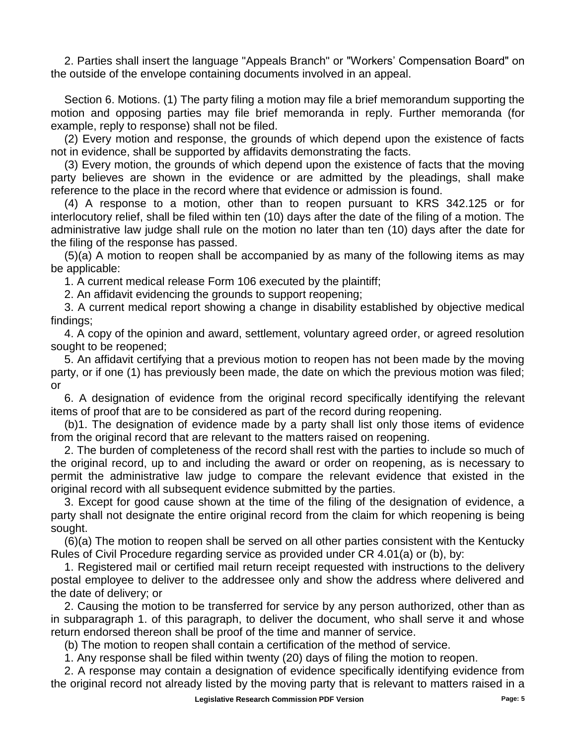2. Parties shall insert the language "Appeals Branch" or "Workers' Compensation Board" on the outside of the envelope containing documents involved in an appeal.

Section 6. Motions. (1) The party filing a motion may file a brief memorandum supporting the motion and opposing parties may file brief memoranda in reply. Further memoranda (for example, reply to response) shall not be filed.

(2) Every motion and response, the grounds of which depend upon the existence of facts not in evidence, shall be supported by affidavits demonstrating the facts.

(3) Every motion, the grounds of which depend upon the existence of facts that the moving party believes are shown in the evidence or are admitted by the pleadings, shall make reference to the place in the record where that evidence or admission is found.

(4) A response to a motion, other than to reopen pursuant to KRS 342.125 or for interlocutory relief, shall be filed within ten (10) days after the date of the filing of a motion. The administrative law judge shall rule on the motion no later than ten (10) days after the date for the filing of the response has passed.

(5)(a) A motion to reopen shall be accompanied by as many of the following items as may be applicable:

1. A current medical release Form 106 executed by the plaintiff;

2. An affidavit evidencing the grounds to support reopening;

3. A current medical report showing a change in disability established by objective medical findings;

4. A copy of the opinion and award, settlement, voluntary agreed order, or agreed resolution sought to be reopened;

5. An affidavit certifying that a previous motion to reopen has not been made by the moving party, or if one (1) has previously been made, the date on which the previous motion was filed; or

6. A designation of evidence from the original record specifically identifying the relevant items of proof that are to be considered as part of the record during reopening.

(b)1. The designation of evidence made by a party shall list only those items of evidence from the original record that are relevant to the matters raised on reopening.

2. The burden of completeness of the record shall rest with the parties to include so much of the original record, up to and including the award or order on reopening, as is necessary to permit the administrative law judge to compare the relevant evidence that existed in the original record with all subsequent evidence submitted by the parties.

3. Except for good cause shown at the time of the filing of the designation of evidence, a party shall not designate the entire original record from the claim for which reopening is being sought.

(6)(a) The motion to reopen shall be served on all other parties consistent with the Kentucky Rules of Civil Procedure regarding service as provided under CR 4.01(a) or (b), by:

1. Registered mail or certified mail return receipt requested with instructions to the delivery postal employee to deliver to the addressee only and show the address where delivered and the date of delivery; or

2. Causing the motion to be transferred for service by any person authorized, other than as in subparagraph 1. of this paragraph, to deliver the document, who shall serve it and whose return endorsed thereon shall be proof of the time and manner of service.

(b) The motion to reopen shall contain a certification of the method of service.

1. Any response shall be filed within twenty (20) days of filing the motion to reopen.

2. A response may contain a designation of evidence specifically identifying evidence from the original record not already listed by the moving party that is relevant to matters raised in a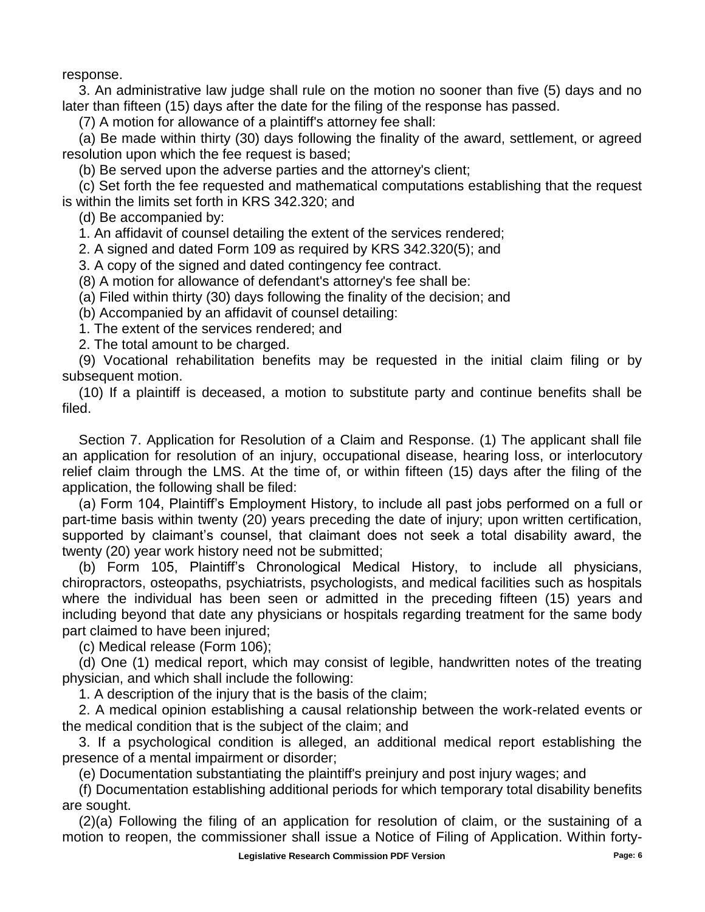response.

3. An administrative law judge shall rule on the motion no sooner than five (5) days and no later than fifteen (15) days after the date for the filing of the response has passed.

(7) A motion for allowance of a plaintiff's attorney fee shall:

(a) Be made within thirty (30) days following the finality of the award, settlement, or agreed resolution upon which the fee request is based;

(b) Be served upon the adverse parties and the attorney's client;

(c) Set forth the fee requested and mathematical computations establishing that the request is within the limits set forth in KRS 342.320; and

(d) Be accompanied by:

1. An affidavit of counsel detailing the extent of the services rendered;

2. A signed and dated Form 109 as required by KRS 342.320(5); and

3. A copy of the signed and dated contingency fee contract.

(8) A motion for allowance of defendant's attorney's fee shall be:

(a) Filed within thirty (30) days following the finality of the decision; and

(b) Accompanied by an affidavit of counsel detailing:

1. The extent of the services rendered; and

2. The total amount to be charged.

(9) Vocational rehabilitation benefits may be requested in the initial claim filing or by subsequent motion.

(10) If a plaintiff is deceased, a motion to substitute party and continue benefits shall be filed.

Section 7. Application for Resolution of a Claim and Response. (1) The applicant shall file an application for resolution of an injury, occupational disease, hearing loss, or interlocutory relief claim through the LMS. At the time of, or within fifteen (15) days after the filing of the application, the following shall be filed:

(a) Form 104, Plaintiff's Employment History, to include all past jobs performed on a full or part-time basis within twenty (20) years preceding the date of injury; upon written certification, supported by claimant's counsel, that claimant does not seek a total disability award, the twenty (20) year work history need not be submitted;

(b) Form 105, Plaintiff's Chronological Medical History, to include all physicians, chiropractors, osteopaths, psychiatrists, psychologists, and medical facilities such as hospitals where the individual has been seen or admitted in the preceding fifteen (15) years and including beyond that date any physicians or hospitals regarding treatment for the same body part claimed to have been injured;

(c) Medical release (Form 106);

(d) One (1) medical report, which may consist of legible, handwritten notes of the treating physician, and which shall include the following:

1. A description of the injury that is the basis of the claim;

2. A medical opinion establishing a causal relationship between the work-related events or the medical condition that is the subject of the claim; and

3. If a psychological condition is alleged, an additional medical report establishing the presence of a mental impairment or disorder;

(e) Documentation substantiating the plaintiff's preinjury and post injury wages; and

(f) Documentation establishing additional periods for which temporary total disability benefits are sought.

(2)(a) Following the filing of an application for resolution of claim, or the sustaining of a motion to reopen, the commissioner shall issue a Notice of Filing of Application. Within forty-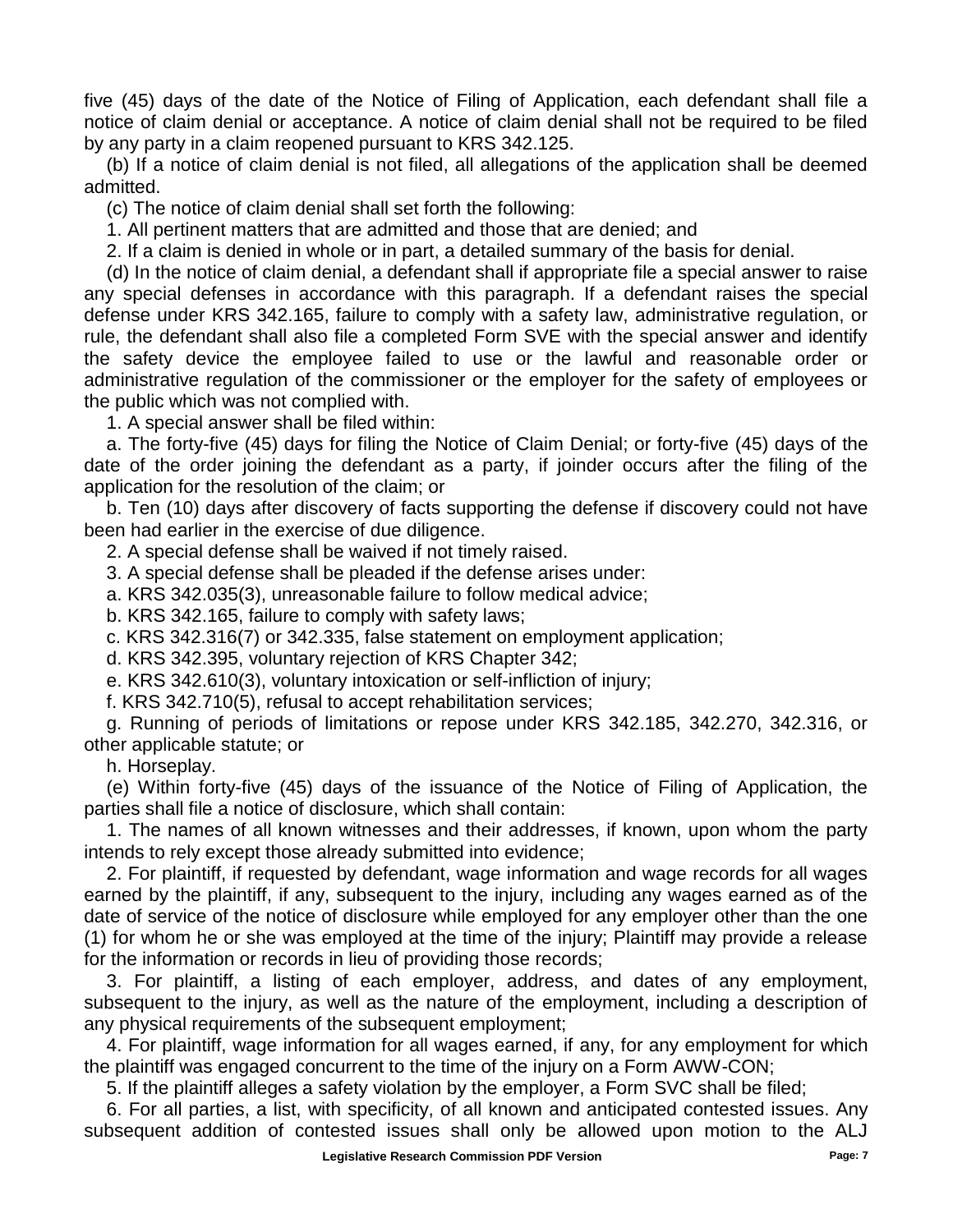five (45) days of the date of the Notice of Filing of Application, each defendant shall file a notice of claim denial or acceptance. A notice of claim denial shall not be required to be filed by any party in a claim reopened pursuant to KRS 342.125.

(b) If a notice of claim denial is not filed, all allegations of the application shall be deemed admitted.

(c) The notice of claim denial shall set forth the following:

1. All pertinent matters that are admitted and those that are denied; and

2. If a claim is denied in whole or in part, a detailed summary of the basis for denial.

(d) In the notice of claim denial, a defendant shall if appropriate file a special answer to raise any special defenses in accordance with this paragraph. If a defendant raises the special defense under KRS 342.165, failure to comply with a safety law, administrative regulation, or rule, the defendant shall also file a completed Form SVE with the special answer and identify the safety device the employee failed to use or the lawful and reasonable order or administrative regulation of the commissioner or the employer for the safety of employees or the public which was not complied with.

1. A special answer shall be filed within:

a. The forty-five (45) days for filing the Notice of Claim Denial; or forty-five (45) days of the date of the order joining the defendant as a party, if joinder occurs after the filing of the application for the resolution of the claim; or

b. Ten (10) days after discovery of facts supporting the defense if discovery could not have been had earlier in the exercise of due diligence.

2. A special defense shall be waived if not timely raised.

3. A special defense shall be pleaded if the defense arises under:

a. KRS 342.035(3), unreasonable failure to follow medical advice;

b. KRS 342.165, failure to comply with safety laws;

c. KRS 342.316(7) or 342.335, false statement on employment application;

d. KRS 342.395, voluntary rejection of KRS Chapter 342;

e. KRS 342.610(3), voluntary intoxication or self-infliction of injury;

f. KRS 342.710(5), refusal to accept rehabilitation services;

g. Running of periods of limitations or repose under KRS 342.185, 342.270, 342.316, or other applicable statute; or

h. Horseplay.

(e) Within forty-five (45) days of the issuance of the Notice of Filing of Application, the parties shall file a notice of disclosure, which shall contain:

1. The names of all known witnesses and their addresses, if known, upon whom the party intends to rely except those already submitted into evidence;

2. For plaintiff, if requested by defendant, wage information and wage records for all wages earned by the plaintiff, if any, subsequent to the injury, including any wages earned as of the date of service of the notice of disclosure while employed for any employer other than the one (1) for whom he or she was employed at the time of the injury; Plaintiff may provide a release for the information or records in lieu of providing those records;

3. For plaintiff, a listing of each employer, address, and dates of any employment, subsequent to the injury, as well as the nature of the employment, including a description of any physical requirements of the subsequent employment;

4. For plaintiff, wage information for all wages earned, if any, for any employment for which the plaintiff was engaged concurrent to the time of the injury on a Form AWW-CON;

5. If the plaintiff alleges a safety violation by the employer, a Form SVC shall be filed;

6. For all parties, a list, with specificity, of all known and anticipated contested issues. Any subsequent addition of contested issues shall only be allowed upon motion to the ALJ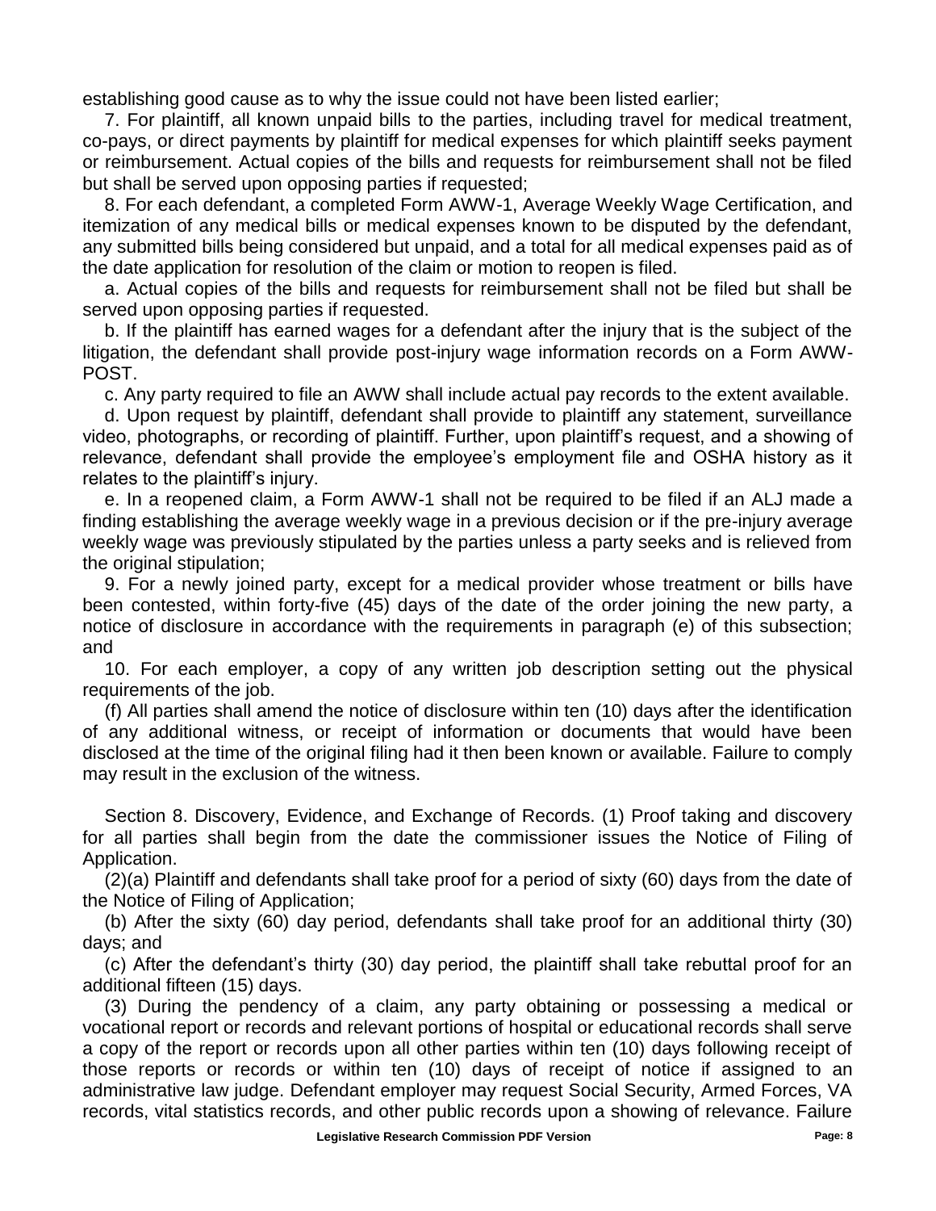establishing good cause as to why the issue could not have been listed earlier;

7. For plaintiff, all known unpaid bills to the parties, including travel for medical treatment, co-pays, or direct payments by plaintiff for medical expenses for which plaintiff seeks payment or reimbursement. Actual copies of the bills and requests for reimbursement shall not be filed but shall be served upon opposing parties if requested;

8. For each defendant, a completed Form AWW-1, Average Weekly Wage Certification, and itemization of any medical bills or medical expenses known to be disputed by the defendant, any submitted bills being considered but unpaid, and a total for all medical expenses paid as of the date application for resolution of the claim or motion to reopen is filed.

a. Actual copies of the bills and requests for reimbursement shall not be filed but shall be served upon opposing parties if requested.

b. If the plaintiff has earned wages for a defendant after the injury that is the subject of the litigation, the defendant shall provide post-injury wage information records on a Form AWW-POST.

c. Any party required to file an AWW shall include actual pay records to the extent available.

d. Upon request by plaintiff, defendant shall provide to plaintiff any statement, surveillance video, photographs, or recording of plaintiff. Further, upon plaintiff's request, and a showing of relevance, defendant shall provide the employee's employment file and OSHA history as it relates to the plaintiff's injury.

e. In a reopened claim, a Form AWW-1 shall not be required to be filed if an ALJ made a finding establishing the average weekly wage in a previous decision or if the pre-injury average weekly wage was previously stipulated by the parties unless a party seeks and is relieved from the original stipulation;

9. For a newly joined party, except for a medical provider whose treatment or bills have been contested, within forty-five (45) days of the date of the order joining the new party, a notice of disclosure in accordance with the requirements in paragraph (e) of this subsection; and

10. For each employer, a copy of any written job description setting out the physical requirements of the job.

(f) All parties shall amend the notice of disclosure within ten (10) days after the identification of any additional witness, or receipt of information or documents that would have been disclosed at the time of the original filing had it then been known or available. Failure to comply may result in the exclusion of the witness.

Section 8. Discovery, Evidence, and Exchange of Records. (1) Proof taking and discovery for all parties shall begin from the date the commissioner issues the Notice of Filing of Application.

(2)(a) Plaintiff and defendants shall take proof for a period of sixty (60) days from the date of the Notice of Filing of Application;

(b) After the sixty (60) day period, defendants shall take proof for an additional thirty (30) days; and

(c) After the defendant's thirty (30) day period, the plaintiff shall take rebuttal proof for an additional fifteen (15) days.

(3) During the pendency of a claim, any party obtaining or possessing a medical or vocational report or records and relevant portions of hospital or educational records shall serve a copy of the report or records upon all other parties within ten (10) days following receipt of those reports or records or within ten (10) days of receipt of notice if assigned to an administrative law judge. Defendant employer may request Social Security, Armed Forces, VA records, vital statistics records, and other public records upon a showing of relevance. Failure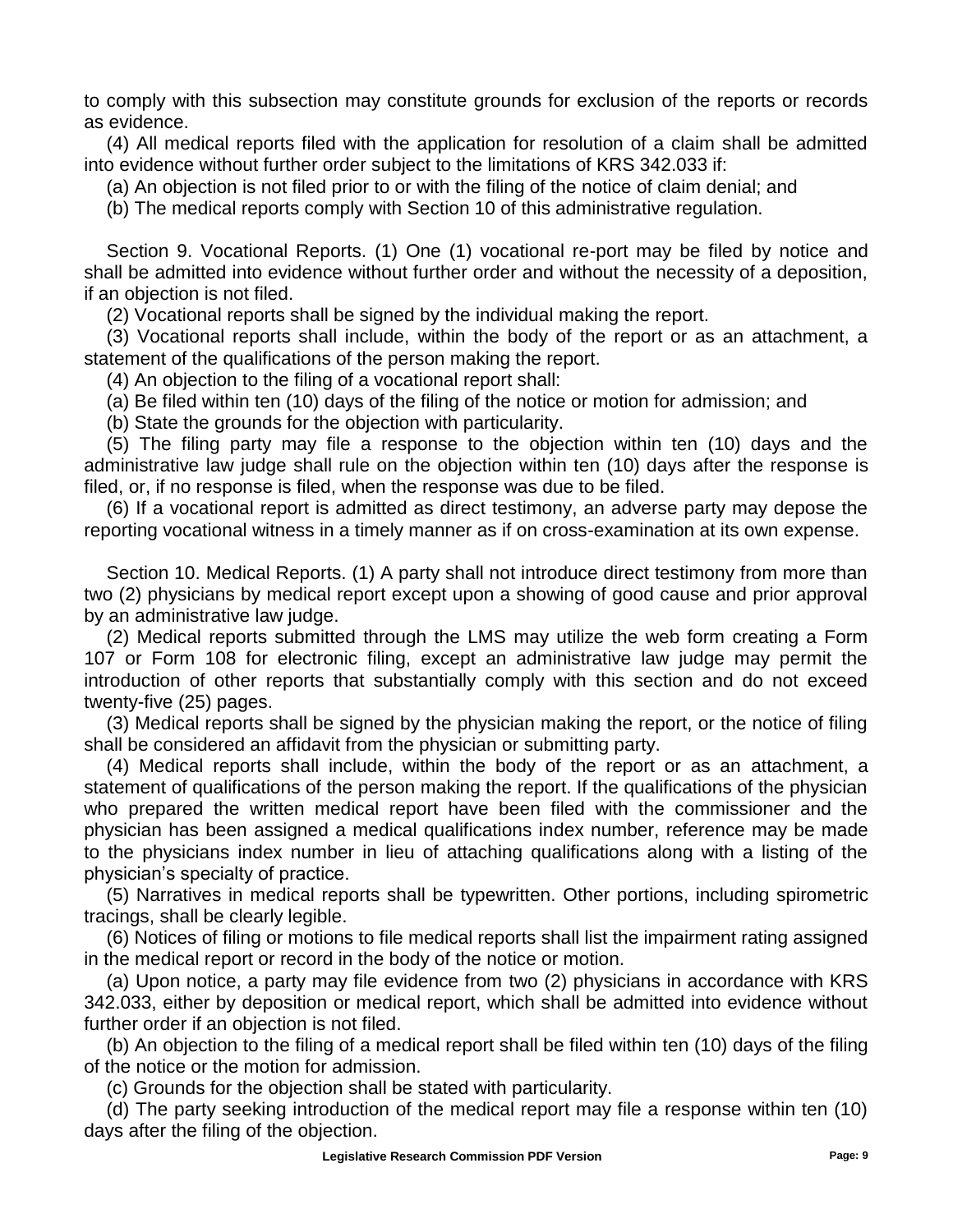to comply with this subsection may constitute grounds for exclusion of the reports or records as evidence.

(4) All medical reports filed with the application for resolution of a claim shall be admitted into evidence without further order subject to the limitations of KRS 342.033 if:

(a) An objection is not filed prior to or with the filing of the notice of claim denial; and

(b) The medical reports comply with Section 10 of this administrative regulation.

Section 9. Vocational Reports. (1) One (1) vocational re-port may be filed by notice and shall be admitted into evidence without further order and without the necessity of a deposition, if an objection is not filed.

(2) Vocational reports shall be signed by the individual making the report.

(3) Vocational reports shall include, within the body of the report or as an attachment, a statement of the qualifications of the person making the report.

(4) An objection to the filing of a vocational report shall:

(a) Be filed within ten (10) days of the filing of the notice or motion for admission; and

(b) State the grounds for the objection with particularity.

(5) The filing party may file a response to the objection within ten (10) days and the administrative law judge shall rule on the objection within ten (10) days after the response is filed, or, if no response is filed, when the response was due to be filed.

(6) If a vocational report is admitted as direct testimony, an adverse party may depose the reporting vocational witness in a timely manner as if on cross-examination at its own expense.

Section 10. Medical Reports. (1) A party shall not introduce direct testimony from more than two (2) physicians by medical report except upon a showing of good cause and prior approval by an administrative law judge.

(2) Medical reports submitted through the LMS may utilize the web form creating a Form 107 or Form 108 for electronic filing, except an administrative law judge may permit the introduction of other reports that substantially comply with this section and do not exceed twenty-five (25) pages.

(3) Medical reports shall be signed by the physician making the report, or the notice of filing shall be considered an affidavit from the physician or submitting party.

(4) Medical reports shall include, within the body of the report or as an attachment, a statement of qualifications of the person making the report. If the qualifications of the physician who prepared the written medical report have been filed with the commissioner and the physician has been assigned a medical qualifications index number, reference may be made to the physicians index number in lieu of attaching qualifications along with a listing of the physician's specialty of practice.

(5) Narratives in medical reports shall be typewritten. Other portions, including spirometric tracings, shall be clearly legible.

(6) Notices of filing or motions to file medical reports shall list the impairment rating assigned in the medical report or record in the body of the notice or motion.

(a) Upon notice, a party may file evidence from two (2) physicians in accordance with KRS 342.033, either by deposition or medical report, which shall be admitted into evidence without further order if an objection is not filed.

(b) An objection to the filing of a medical report shall be filed within ten (10) days of the filing of the notice or the motion for admission.

(c) Grounds for the objection shall be stated with particularity.

(d) The party seeking introduction of the medical report may file a response within ten (10) days after the filing of the objection.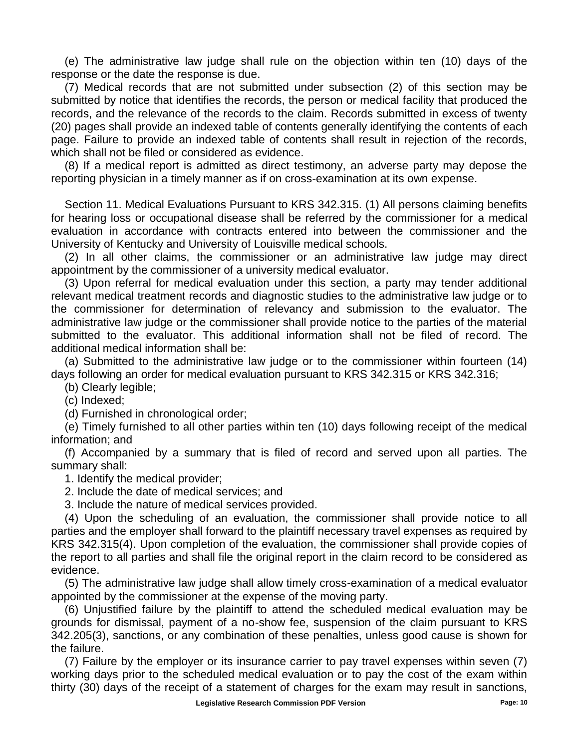(e) The administrative law judge shall rule on the objection within ten (10) days of the response or the date the response is due.

(7) Medical records that are not submitted under subsection (2) of this section may be submitted by notice that identifies the records, the person or medical facility that produced the records, and the relevance of the records to the claim. Records submitted in excess of twenty (20) pages shall provide an indexed table of contents generally identifying the contents of each page. Failure to provide an indexed table of contents shall result in rejection of the records, which shall not be filed or considered as evidence.

(8) If a medical report is admitted as direct testimony, an adverse party may depose the reporting physician in a timely manner as if on cross-examination at its own expense.

Section 11. Medical Evaluations Pursuant to KRS 342.315. (1) All persons claiming benefits for hearing loss or occupational disease shall be referred by the commissioner for a medical evaluation in accordance with contracts entered into between the commissioner and the University of Kentucky and University of Louisville medical schools.

(2) In all other claims, the commissioner or an administrative law judge may direct appointment by the commissioner of a university medical evaluator.

(3) Upon referral for medical evaluation under this section, a party may tender additional relevant medical treatment records and diagnostic studies to the administrative law judge or to the commissioner for determination of relevancy and submission to the evaluator. The administrative law judge or the commissioner shall provide notice to the parties of the material submitted to the evaluator. This additional information shall not be filed of record. The additional medical information shall be:

(a) Submitted to the administrative law judge or to the commissioner within fourteen (14) days following an order for medical evaluation pursuant to KRS 342.315 or KRS 342.316;

(b) Clearly legible;

(c) Indexed;

(d) Furnished in chronological order;

(e) Timely furnished to all other parties within ten (10) days following receipt of the medical information; and

(f) Accompanied by a summary that is filed of record and served upon all parties. The summary shall:

1. Identify the medical provider;

2. Include the date of medical services; and

3. Include the nature of medical services provided.

(4) Upon the scheduling of an evaluation, the commissioner shall provide notice to all parties and the employer shall forward to the plaintiff necessary travel expenses as required by KRS 342.315(4). Upon completion of the evaluation, the commissioner shall provide copies of the report to all parties and shall file the original report in the claim record to be considered as evidence.

(5) The administrative law judge shall allow timely cross-examination of a medical evaluator appointed by the commissioner at the expense of the moving party.

(6) Unjustified failure by the plaintiff to attend the scheduled medical evaluation may be grounds for dismissal, payment of a no-show fee, suspension of the claim pursuant to KRS 342.205(3), sanctions, or any combination of these penalties, unless good cause is shown for the failure.

(7) Failure by the employer or its insurance carrier to pay travel expenses within seven (7) working days prior to the scheduled medical evaluation or to pay the cost of the exam within thirty (30) days of the receipt of a statement of charges for the exam may result in sanctions,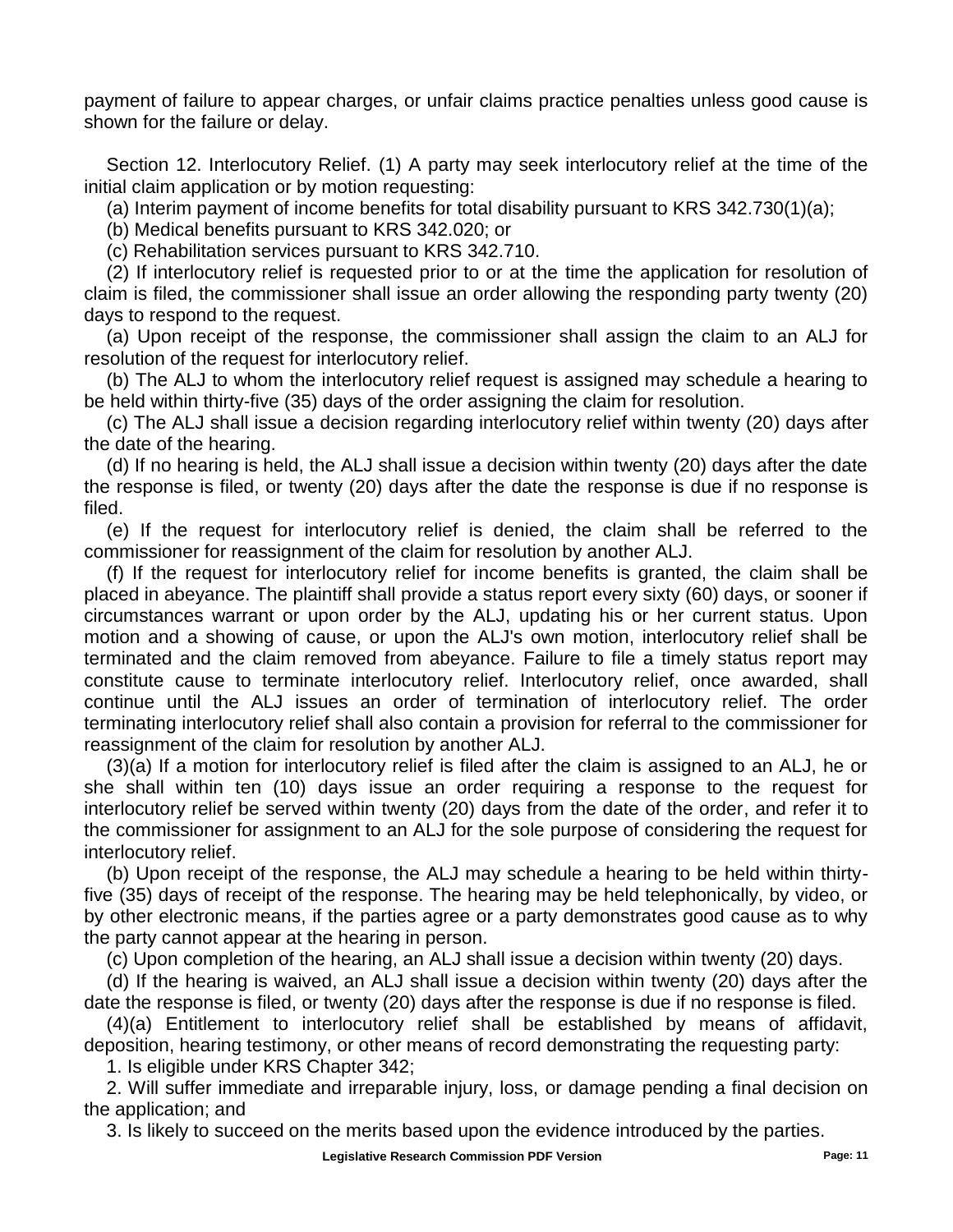payment of failure to appear charges, or unfair claims practice penalties unless good cause is shown for the failure or delay.

Section 12. Interlocutory Relief. (1) A party may seek interlocutory relief at the time of the initial claim application or by motion requesting:

(a) Interim payment of income benefits for total disability pursuant to KRS 342.730(1)(a);

(b) Medical benefits pursuant to KRS 342.020; or

(c) Rehabilitation services pursuant to KRS 342.710.

(2) If interlocutory relief is requested prior to or at the time the application for resolution of claim is filed, the commissioner shall issue an order allowing the responding party twenty (20) days to respond to the request.

(a) Upon receipt of the response, the commissioner shall assign the claim to an ALJ for resolution of the request for interlocutory relief.

(b) The ALJ to whom the interlocutory relief request is assigned may schedule a hearing to be held within thirty-five (35) days of the order assigning the claim for resolution.

(c) The ALJ shall issue a decision regarding interlocutory relief within twenty (20) days after the date of the hearing.

(d) If no hearing is held, the ALJ shall issue a decision within twenty (20) days after the date the response is filed, or twenty (20) days after the date the response is due if no response is filed.

(e) If the request for interlocutory relief is denied, the claim shall be referred to the commissioner for reassignment of the claim for resolution by another ALJ.

(f) If the request for interlocutory relief for income benefits is granted, the claim shall be placed in abeyance. The plaintiff shall provide a status report every sixty (60) days, or sooner if circumstances warrant or upon order by the ALJ, updating his or her current status. Upon motion and a showing of cause, or upon the ALJ's own motion, interlocutory relief shall be terminated and the claim removed from abeyance. Failure to file a timely status report may constitute cause to terminate interlocutory relief. Interlocutory relief, once awarded, shall continue until the ALJ issues an order of termination of interlocutory relief. The order terminating interlocutory relief shall also contain a provision for referral to the commissioner for reassignment of the claim for resolution by another ALJ.

(3)(a) If a motion for interlocutory relief is filed after the claim is assigned to an ALJ, he or she shall within ten (10) days issue an order requiring a response to the request for interlocutory relief be served within twenty (20) days from the date of the order, and refer it to the commissioner for assignment to an ALJ for the sole purpose of considering the request for interlocutory relief.

(b) Upon receipt of the response, the ALJ may schedule a hearing to be held within thirty-five (35) days of receipt of the response. The hearing may be held telephonically, by video, or by other electronic means, if the parties agree or a party demonstrates good cause as to why the party cannot appear at the hearing in person.

(c) Upon completion of the hearing, an ALJ shall issue a decision within twenty (20) days.

(d) If the hearing is waived, an ALJ shall issue a decision within twenty (20) days after the date the response is filed, or twenty (20) days after the response is due if no response is filed.

(4)(a) Entitlement to interlocutory relief shall be established by means of affidavit, deposition, hearing testimony, or other means of record demonstrating the requesting party:

1. Is eligible under KRS Chapter 342;

2. Will suffer immediate and irreparable injury, loss, or damage pending a final decision on the application; and

3. Is likely to succeed on the merits based upon the evidence introduced by the parties.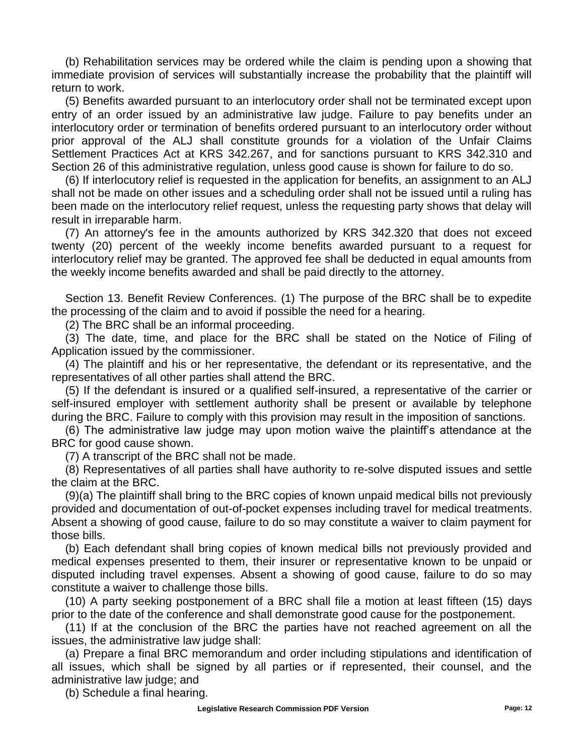(b) Rehabilitation services may be ordered while the claim is pending upon a showing that immediate provision of services will substantially increase the probability that the plaintiff will return to work.

(5) Benefits awarded pursuant to an interlocutory order shall not be terminated except upon entry of an order issued by an administrative law judge. Failure to pay benefits under an interlocutory order or termination of benefits ordered pursuant to an interlocutory order without prior approval of the ALJ shall constitute grounds for a violation of the Unfair Claims Settlement Practices Act at KRS 342.267, and for sanctions pursuant to KRS 342.310 and Section 26 of this administrative regulation, unless good cause is shown for failure to do so.

(6) If interlocutory relief is requested in the application for benefits, an assignment to an ALJ shall not be made on other issues and a scheduling order shall not be issued until a ruling has been made on the interlocutory relief request, unless the requesting party shows that delay will result in irreparable harm.

(7) An attorney's fee in the amounts authorized by KRS 342.320 that does not exceed twenty (20) percent of the weekly income benefits awarded pursuant to a request for interlocutory relief may be granted. The approved fee shall be deducted in equal amounts from the weekly income benefits awarded and shall be paid directly to the attorney.

Section 13. Benefit Review Conferences. (1) The purpose of the BRC shall be to expedite the processing of the claim and to avoid if possible the need for a hearing.

(2) The BRC shall be an informal proceeding.

(3) The date, time, and place for the BRC shall be stated on the Notice of Filing of Application issued by the commissioner.

(4) The plaintiff and his or her representative, the defendant or its representative, and the representatives of all other parties shall attend the BRC.

(5) If the defendant is insured or a qualified self-insured, a representative of the carrier or self-insured employer with settlement authority shall be present or available by telephone during the BRC. Failure to comply with this provision may result in the imposition of sanctions.

(6) The administrative law judge may upon motion waive the plaintiff's attendance at the BRC for good cause shown.

(7) A transcript of the BRC shall not be made.

(8) Representatives of all parties shall have authority to re-solve disputed issues and settle the claim at the BRC.

(9)(a) The plaintiff shall bring to the BRC copies of known unpaid medical bills not previously provided and documentation of out-of-pocket expenses including travel for medical treatments. Absent a showing of good cause, failure to do so may constitute a waiver to claim payment for those bills.

(b) Each defendant shall bring copies of known medical bills not previously provided and medical expenses presented to them, their insurer or representative known to be unpaid or disputed including travel expenses. Absent a showing of good cause, failure to do so may constitute a waiver to challenge those bills.

(10) A party seeking postponement of a BRC shall file a motion at least fifteen (15) days prior to the date of the conference and shall demonstrate good cause for the postponement.

(11) If at the conclusion of the BRC the parties have not reached agreement on all the issues, the administrative law judge shall:

(a) Prepare a final BRC memorandum and order including stipulations and identification of all issues, which shall be signed by all parties or if represented, their counsel, and the administrative law judge; and

(b) Schedule a final hearing.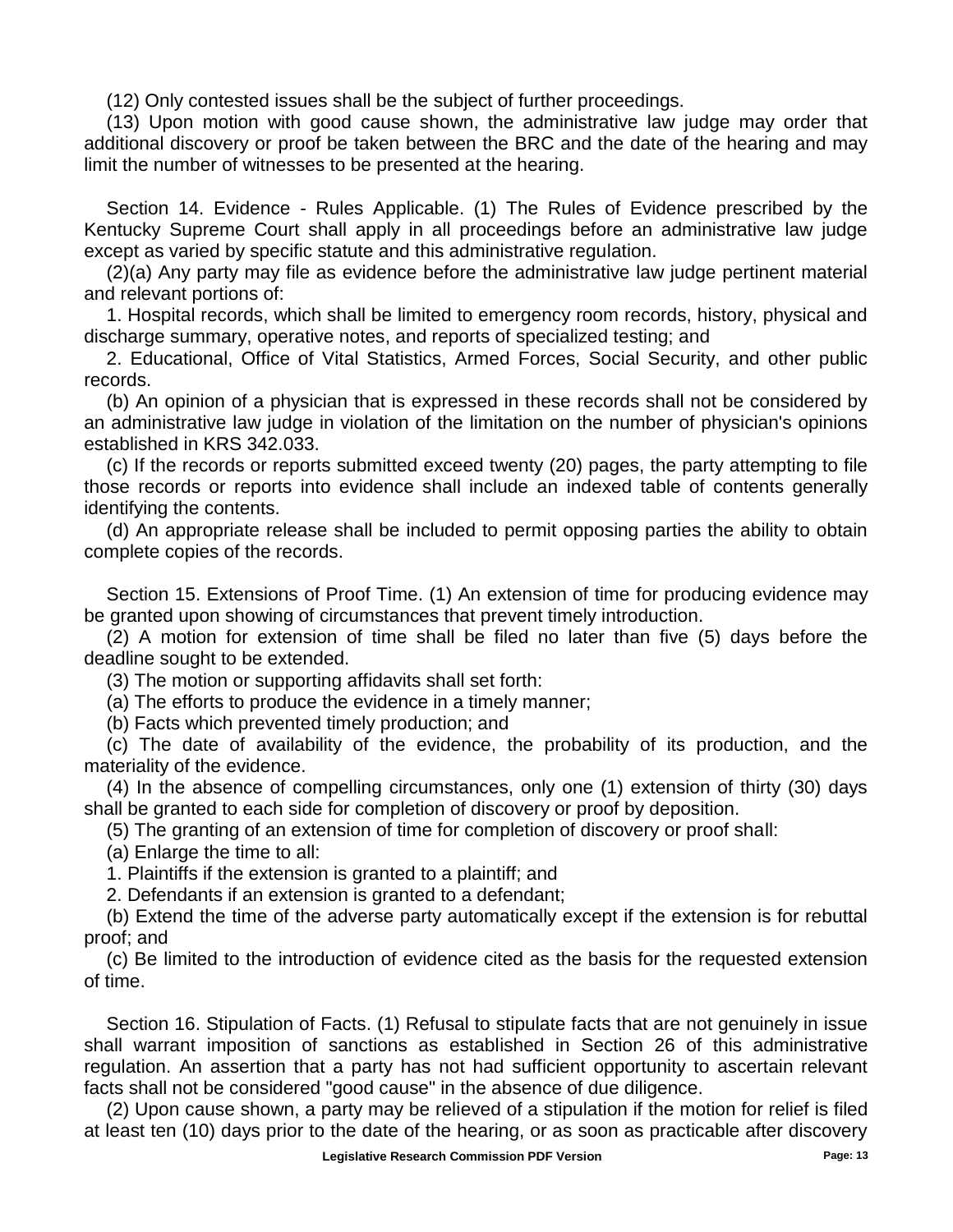(12) Only contested issues shall be the subject of further proceedings.

(13) Upon motion with good cause shown, the administrative law judge may order that additional discovery or proof be taken between the BRC and the date of the hearing and may limit the number of witnesses to be presented at the hearing.

Section 14. Evidence - Rules Applicable. (1) The Rules of Evidence prescribed by the Kentucky Supreme Court shall apply in all proceedings before an administrative law judge except as varied by specific statute and this administrative regulation.

(2)(a) Any party may file as evidence before the administrative law judge pertinent material and relevant portions of:

1. Hospital records, which shall be limited to emergency room records, history, physical and discharge summary, operative notes, and reports of specialized testing; and

2. Educational, Office of Vital Statistics, Armed Forces, Social Security, and other public records.

(b) An opinion of a physician that is expressed in these records shall not be considered by an administrative law judge in violation of the limitation on the number of physician's opinions established in KRS 342.033.

(c) If the records or reports submitted exceed twenty (20) pages, the party attempting to file those records or reports into evidence shall include an indexed table of contents generally identifying the contents.

(d) An appropriate release shall be included to permit opposing parties the ability to obtain complete copies of the records.

Section 15. Extensions of Proof Time. (1) An extension of time for producing evidence may be granted upon showing of circumstances that prevent timely introduction.

(2) A motion for extension of time shall be filed no later than five (5) days before the deadline sought to be extended.

(3) The motion or supporting affidavits shall set forth:

(a) The efforts to produce the evidence in a timely manner;

(b) Facts which prevented timely production; and

(c) The date of availability of the evidence, the probability of its production, and the materiality of the evidence.

(4) In the absence of compelling circumstances, only one (1) extension of thirty (30) days shall be granted to each side for completion of discovery or proof by deposition.

(5) The granting of an extension of time for completion of discovery or proof shall:

(a) Enlarge the time to all:

1. Plaintiffs if the extension is granted to a plaintiff; and

2. Defendants if an extension is granted to a defendant;

(b) Extend the time of the adverse party automatically except if the extension is for rebuttal proof; and

(c) Be limited to the introduction of evidence cited as the basis for the requested extension of time.

Section 16. Stipulation of Facts. (1) Refusal to stipulate facts that are not genuinely in issue shall warrant imposition of sanctions as established in Section 26 of this administrative regulation. An assertion that a party has not had sufficient opportunity to ascertain relevant facts shall not be considered "good cause" in the absence of due diligence.

(2) Upon cause shown, a party may be relieved of a stipulation if the motion for relief is filed at least ten (10) days prior to the date of the hearing, or as soon as practicable after discovery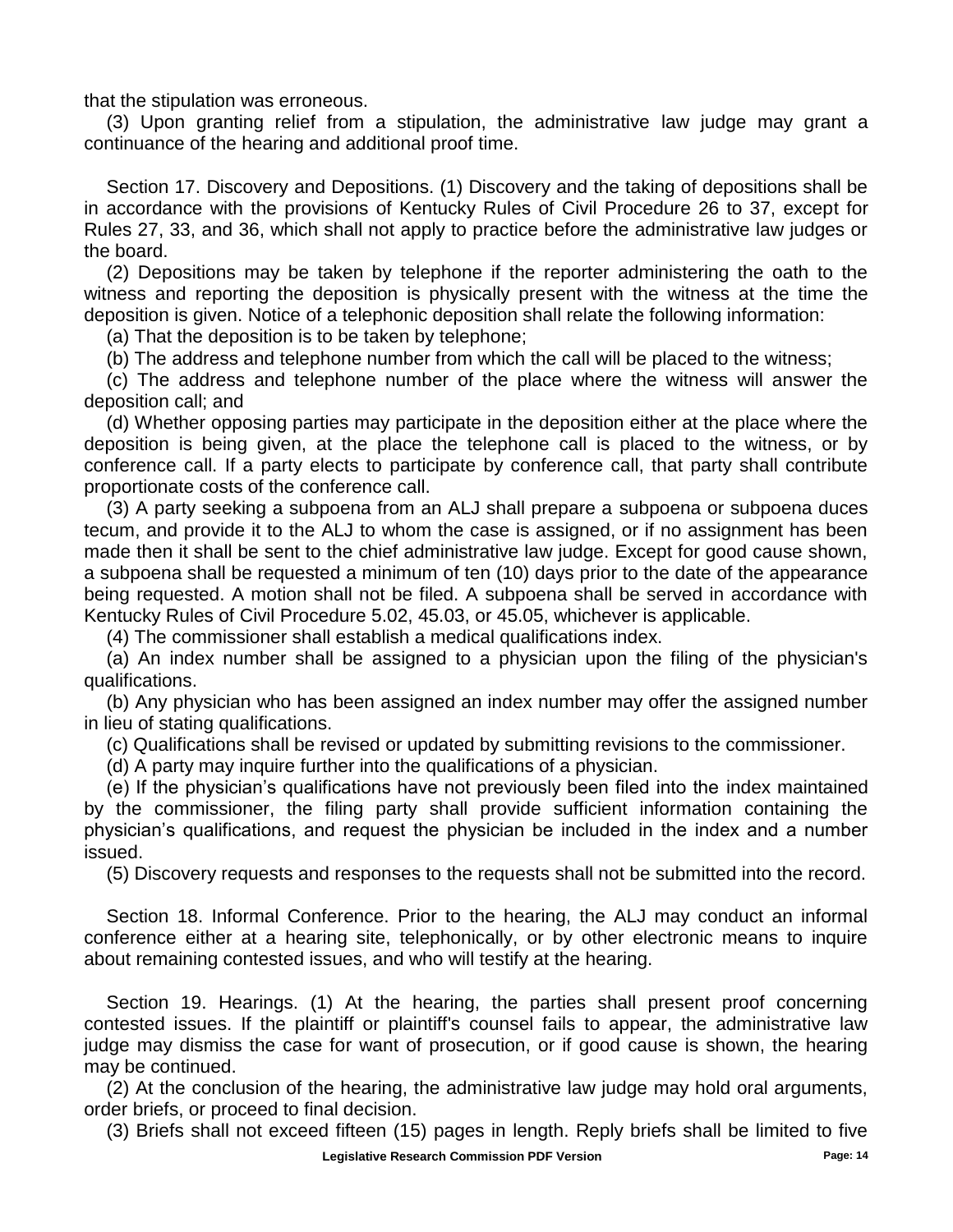that the stipulation was erroneous.

(3) Upon granting relief from a stipulation, the administrative law judge may grant a continuance of the hearing and additional proof time.

Section 17. Discovery and Depositions. (1) Discovery and the taking of depositions shall be in accordance with the provisions of Kentucky Rules of Civil Procedure 26 to 37, except for Rules 27, 33, and 36, which shall not apply to practice before the administrative law judges or the board.

(2) Depositions may be taken by telephone if the reporter administering the oath to the witness and reporting the deposition is physically present with the witness at the time the deposition is given. Notice of a telephonic deposition shall relate the following information:

(a) That the deposition is to be taken by telephone;

(b) The address and telephone number from which the call will be placed to the witness;

(c) The address and telephone number of the place where the witness will answer the deposition call; and

(d) Whether opposing parties may participate in the deposition either at the place where the deposition is being given, at the place the telephone call is placed to the witness, or by conference call. If a party elects to participate by conference call, that party shall contribute proportionate costs of the conference call.

(3) A party seeking a subpoena from an ALJ shall prepare a subpoena or subpoena duces tecum, and provide it to the ALJ to whom the case is assigned, or if no assignment has been made then it shall be sent to the chief administrative law judge. Except for good cause shown, a subpoena shall be requested a minimum of ten (10) days prior to the date of the appearance being requested. A motion shall not be filed. A subpoena shall be served in accordance with Kentucky Rules of Civil Procedure 5.02, 45.03, or 45.05, whichever is applicable.

(4) The commissioner shall establish a medical qualifications index.

(a) An index number shall be assigned to a physician upon the filing of the physician's qualifications.

(b) Any physician who has been assigned an index number may offer the assigned number in lieu of stating qualifications.

(c) Qualifications shall be revised or updated by submitting revisions to the commissioner.

(d) A party may inquire further into the qualifications of a physician.

(e) If the physician's qualifications have not previously been filed into the index maintained by the commissioner, the filing party shall provide sufficient information containing the physician's qualifications, and request the physician be included in the index and a number issued.

(5) Discovery requests and responses to the requests shall not be submitted into the record.

Section 18. Informal Conference. Prior to the hearing, the ALJ may conduct an informal conference either at a hearing site, telephonically, or by other electronic means to inquire about remaining contested issues, and who will testify at the hearing.

Section 19. Hearings. (1) At the hearing, the parties shall present proof concerning contested issues. If the plaintiff or plaintiff's counsel fails to appear, the administrative law judge may dismiss the case for want of prosecution, or if good cause is shown, the hearing may be continued.

(2) At the conclusion of the hearing, the administrative law judge may hold oral arguments, order briefs, or proceed to final decision.

(3) Briefs shall not exceed fifteen (15) pages in length. Reply briefs shall be limited to five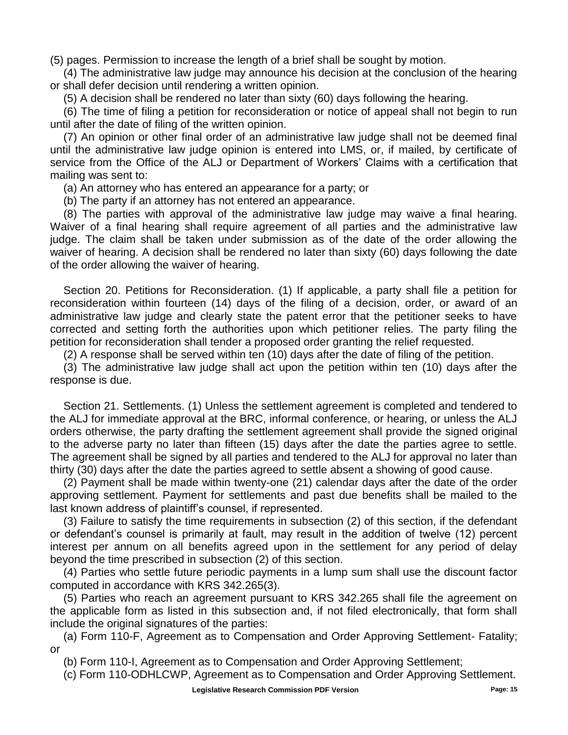(5) pages. Permission to increase the length of a brief shall be sought by motion.

(4) The administrative law judge may announce his decision at the conclusion of the hearing or shall defer decision until rendering a written opinion.

(5) A decision shall be rendered no later than sixty (60) days following the hearing.

(6) The time of filing a petition for reconsideration or notice of appeal shall not begin to run until after the date of filing of the written opinion.

(7) An opinion or other final order of an administrative law judge shall not be deemed final until the administrative law judge opinion is entered into LMS, or, if mailed, by certificate of service from the Office of the ALJ or Department of Workers' Claims with a certification that mailing was sent to:

(a) An attorney who has entered an appearance for a party; or

(b) The party if an attorney has not entered an appearance.

(8) The parties with approval of the administrative law judge may waive a final hearing. Waiver of a final hearing shall require agreement of all parties and the administrative law judge. The claim shall be taken under submission as of the date of the order allowing the waiver of hearing. A decision shall be rendered no later than sixty (60) days following the date of the order allowing the waiver of hearing.

Section 20. Petitions for Reconsideration. (1) If applicable, a party shall file a petition for reconsideration within fourteen (14) days of the filing of a decision, order, or award of an administrative law judge and clearly state the patent error that the petitioner seeks to have corrected and setting forth the authorities upon which petitioner relies. The party filing the petition for reconsideration shall tender a proposed order granting the relief requested.

(2) A response shall be served within ten (10) days after the date of filing of the petition.

(3) The administrative law judge shall act upon the petition within ten (10) days after the response is due.

Section 21. Settlements. (1) Unless the settlement agreement is completed and tendered to the ALJ for immediate approval at the BRC, informal conference, or hearing, or unless the ALJ orders otherwise, the party drafting the settlement agreement shall provide the signed original to the adverse party no later than fifteen (15) days after the date the parties agree to settle. The agreement shall be signed by all parties and tendered to the ALJ for approval no later than thirty (30) days after the date the parties agreed to settle absent a showing of good cause.

(2) Payment shall be made within twenty-one (21) calendar days after the date of the order approving settlement. Payment for settlements and past due benefits shall be mailed to the last known address of plaintiff's counsel, if represented.

(3) Failure to satisfy the time requirements in subsection (2) of this section, if the defendant or defendant's counsel is primarily at fault, may result in the addition of twelve (12) percent interest per annum on all benefits agreed upon in the settlement for any period of delay beyond the time prescribed in subsection (2) of this section.

(4) Parties who settle future periodic payments in a lump sum shall use the discount factor computed in accordance with KRS 342.265(3).

(5) Parties who reach an agreement pursuant to KRS 342.265 shall file the agreement on the applicable form as listed in this subsection and, if not filed electronically, that form shall include the original signatures of the parties:

(a) Form 110-F, Agreement as to Compensation and Order Approving Settlement- Fatality; or

(b) Form 110-I, Agreement as to Compensation and Order Approving Settlement;

(c) Form 110-ODHLCWP, Agreement as to Compensation and Order Approving Settlement.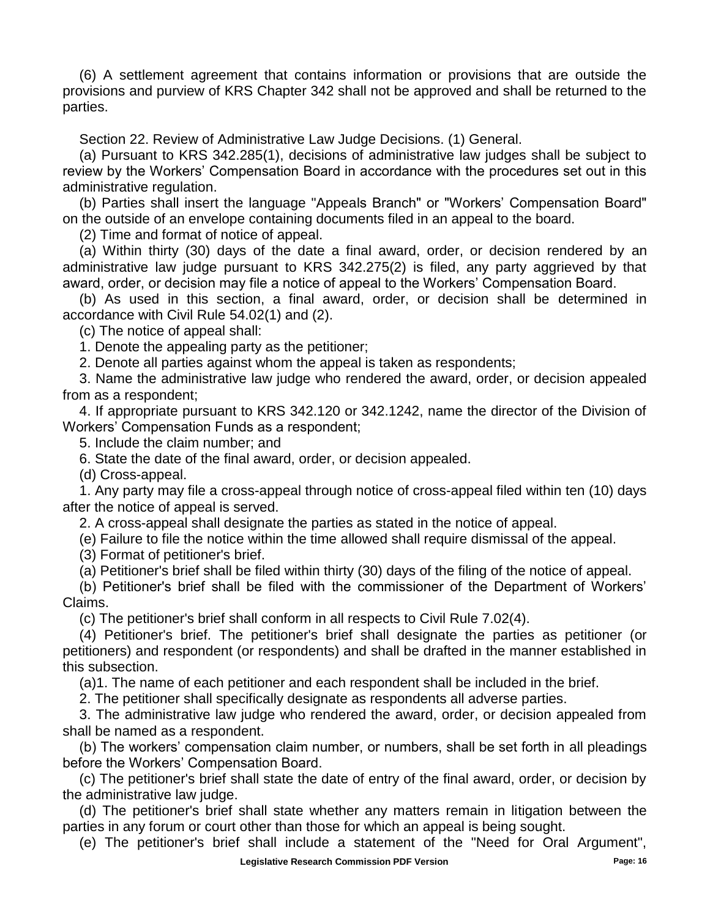(6) A settlement agreement that contains information or provisions that are outside the provisions and purview of KRS Chapter 342 shall not be approved and shall be returned to the parties.

Section 22. Review of Administrative Law Judge Decisions. (1) General.

(a) Pursuant to KRS 342.285(1), decisions of administrative law judges shall be subject to review by the Workers' Compensation Board in accordance with the procedures set out in this administrative regulation.

(b) Parties shall insert the language "Appeals Branch" or "Workers' Compensation Board" on the outside of an envelope containing documents filed in an appeal to the board.

(2) Time and format of notice of appeal.

(a) Within thirty (30) days of the date a final award, order, or decision rendered by an administrative law judge pursuant to KRS 342.275(2) is filed, any party aggrieved by that award, order, or decision may file a notice of appeal to the Workers' Compensation Board.

(b) As used in this section, a final award, order, or decision shall be determined in accordance with Civil Rule 54.02(1) and (2).

(c) The notice of appeal shall:

1. Denote the appealing party as the petitioner;

2. Denote all parties against whom the appeal is taken as respondents;

3. Name the administrative law judge who rendered the award, order, or decision appealed from as a respondent;

4. If appropriate pursuant to KRS 342.120 or 342.1242, name the director of the Division of Workers' Compensation Funds as a respondent;

5. Include the claim number; and

6. State the date of the final award, order, or decision appealed.

(d) Cross-appeal.

1. Any party may file a cross-appeal through notice of cross-appeal filed within ten (10) days after the notice of appeal is served.

2. A cross-appeal shall designate the parties as stated in the notice of appeal.

(e) Failure to file the notice within the time allowed shall require dismissal of the appeal.

(3) Format of petitioner's brief.

(a) Petitioner's brief shall be filed within thirty (30) days of the filing of the notice of appeal.

(b) Petitioner's brief shall be filed with the commissioner of the Department of Workers' Claims.

(c) The petitioner's brief shall conform in all respects to Civil Rule 7.02(4).

(4) Petitioner's brief. The petitioner's brief shall designate the parties as petitioner (or petitioners) and respondent (or respondents) and shall be drafted in the manner established in this subsection.

(a)1. The name of each petitioner and each respondent shall be included in the brief.

2. The petitioner shall specifically designate as respondents all adverse parties.

3. The administrative law judge who rendered the award, order, or decision appealed from shall be named as a respondent.

(b) The workers' compensation claim number, or numbers, shall be set forth in all pleadings before the Workers' Compensation Board.

(c) The petitioner's brief shall state the date of entry of the final award, order, or decision by the administrative law judge.

(d) The petitioner's brief shall state whether any matters remain in litigation between the parties in any forum or court other than those for which an appeal is being sought.

(e) The petitioner's brief shall include a statement of the "Need for Oral Argument",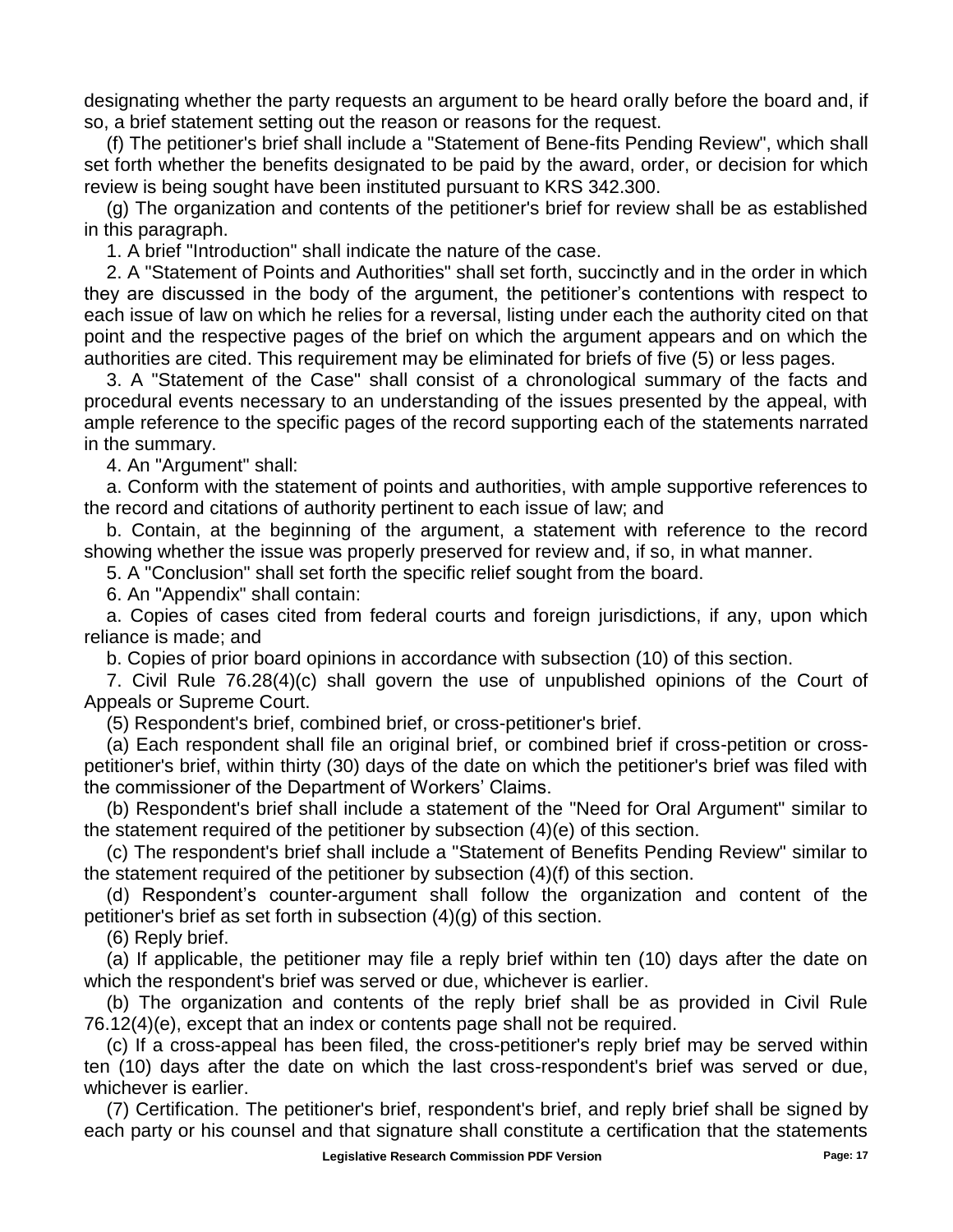designating whether the party requests an argument to be heard orally before the board and, if so, a brief statement setting out the reason or reasons for the request.

(f) The petitioner's brief shall include a "Statement of Bene-fits Pending Review", which shall set forth whether the benefits designated to be paid by the award, order, or decision for which review is being sought have been instituted pursuant to KRS 342.300.

(g) The organization and contents of the petitioner's brief for review shall be as established in this paragraph.

1. A brief "Introduction" shall indicate the nature of the case.

2. A "Statement of Points and Authorities" shall set forth, succinctly and in the order in which they are discussed in the body of the argument, the petitioner's contentions with respect to each issue of law on which he relies for a reversal, listing under each the authority cited on that point and the respective pages of the brief on which the argument appears and on which the authorities are cited. This requirement may be eliminated for briefs of five (5) or less pages.

3. A "Statement of the Case" shall consist of a chronological summary of the facts and procedural events necessary to an understanding of the issues presented by the appeal, with ample reference to the specific pages of the record supporting each of the statements narrated in the summary.

4. An "Argument" shall:

a. Conform with the statement of points and authorities, with ample supportive references to the record and citations of authority pertinent to each issue of law; and

b. Contain, at the beginning of the argument, a statement with reference to the record showing whether the issue was properly preserved for review and, if so, in what manner.

5. A "Conclusion" shall set forth the specific relief sought from the board.

6. An "Appendix" shall contain:

a. Copies of cases cited from federal courts and foreign jurisdictions, if any, upon which reliance is made; and

b. Copies of prior board opinions in accordance with subsection (10) of this section.

7. Civil Rule 76.28(4)(c) shall govern the use of unpublished opinions of the Court of Appeals or Supreme Court.

(5) Respondent's brief, combined brief, or cross-petitioner's brief.

(a) Each respondent shall file an original brief, or combined brief if cross-petition or cross-petitioner's brief, within thirty (30) days of the date on which the petitioner's brief was filed with the commissioner of the Department of Workers' Claims.

(b) Respondent's brief shall include a statement of the "Need for Oral Argument" similar to the statement required of the petitioner by subsection (4)(e) of this section.

(c) The respondent's brief shall include a "Statement of Benefits Pending Review" similar to the statement required of the petitioner by subsection (4)(f) of this section.

(d) Respondent's counter-argument shall follow the organization and content of the petitioner's brief as set forth in subsection (4)(g) of this section.

(6) Reply brief.

(a) If applicable, the petitioner may file a reply brief within ten (10) days after the date on which the respondent's brief was served or due, whichever is earlier.

(b) The organization and contents of the reply brief shall be as provided in Civil Rule 76.12(4)(e), except that an index or contents page shall not be required.

(c) If a cross-appeal has been filed, the cross-petitioner's reply brief may be served within ten (10) days after the date on which the last cross-respondent's brief was served or due, whichever is earlier.

(7) Certification. The petitioner's brief, respondent's brief, and reply brief shall be signed by each party or his counsel and that signature shall constitute a certification that the statements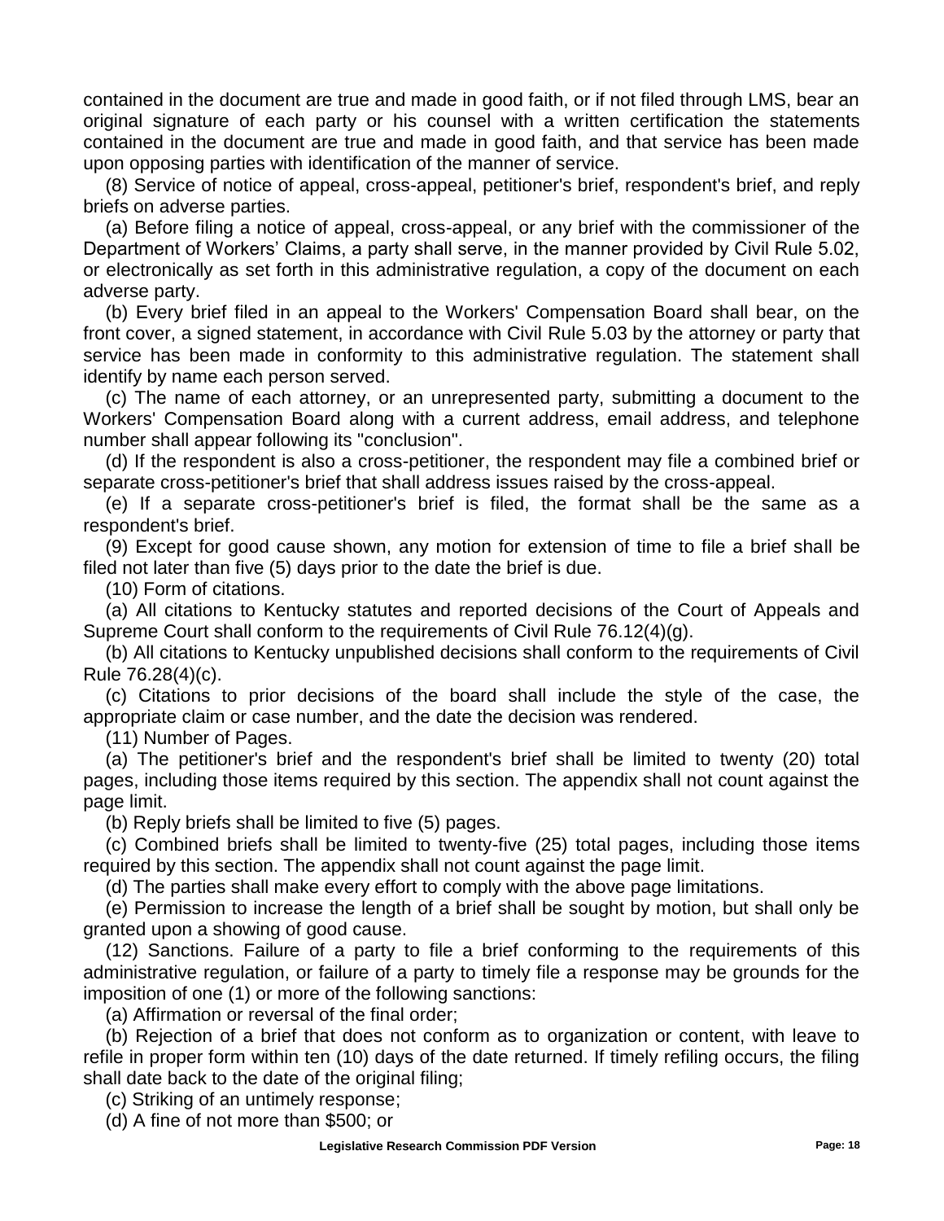contained in the document are true and made in good faith, or if not filed through LMS, bear an original signature of each party or his counsel with a written certification the statements contained in the document are true and made in good faith, and that service has been made upon opposing parties with identification of the manner of service.

(8) Service of notice of appeal, cross-appeal, petitioner's brief, respondent's brief, and reply briefs on adverse parties.

(a) Before filing a notice of appeal, cross-appeal, or any brief with the commissioner of the Department of Workers' Claims, a party shall serve, in the manner provided by Civil Rule 5.02, or electronically as set forth in this administrative regulation, a copy of the document on each adverse party.

(b) Every brief filed in an appeal to the Workers' Compensation Board shall bear, on the front cover, a signed statement, in accordance with Civil Rule 5.03 by the attorney or party that service has been made in conformity to this administrative regulation. The statement shall identify by name each person served.

(c) The name of each attorney, or an unrepresented party, submitting a document to the Workers' Compensation Board along with a current address, email address, and telephone number shall appear following its "conclusion".

(d) If the respondent is also a cross-petitioner, the respondent may file a combined brief or separate cross-petitioner's brief that shall address issues raised by the cross-appeal.

(e) If a separate cross-petitioner's brief is filed, the format shall be the same as a respondent's brief.

(9) Except for good cause shown, any motion for extension of time to file a brief shall be filed not later than five (5) days prior to the date the brief is due.

(10) Form of citations.

(a) All citations to Kentucky statutes and reported decisions of the Court of Appeals and Supreme Court shall conform to the requirements of Civil Rule 76.12(4)(g).

(b) All citations to Kentucky unpublished decisions shall conform to the requirements of Civil Rule 76.28(4)(c).

(c) Citations to prior decisions of the board shall include the style of the case, the appropriate claim or case number, and the date the decision was rendered.

(11) Number of Pages.

(a) The petitioner's brief and the respondent's brief shall be limited to twenty (20) total pages, including those items required by this section. The appendix shall not count against the page limit.

(b) Reply briefs shall be limited to five (5) pages.

(c) Combined briefs shall be limited to twenty-five (25) total pages, including those items required by this section. The appendix shall not count against the page limit.

(d) The parties shall make every effort to comply with the above page limitations.

(e) Permission to increase the length of a brief shall be sought by motion, but shall only be granted upon a showing of good cause.

(12) Sanctions. Failure of a party to file a brief conforming to the requirements of this administrative regulation, or failure of a party to timely file a response may be grounds for the imposition of one (1) or more of the following sanctions:

(a) Affirmation or reversal of the final order;

(b) Rejection of a brief that does not conform as to organization or content, with leave to refile in proper form within ten (10) days of the date returned. If timely refiling occurs, the filing shall date back to the date of the original filing;

(c) Striking of an untimely response;

(d) A fine of not more than $500; or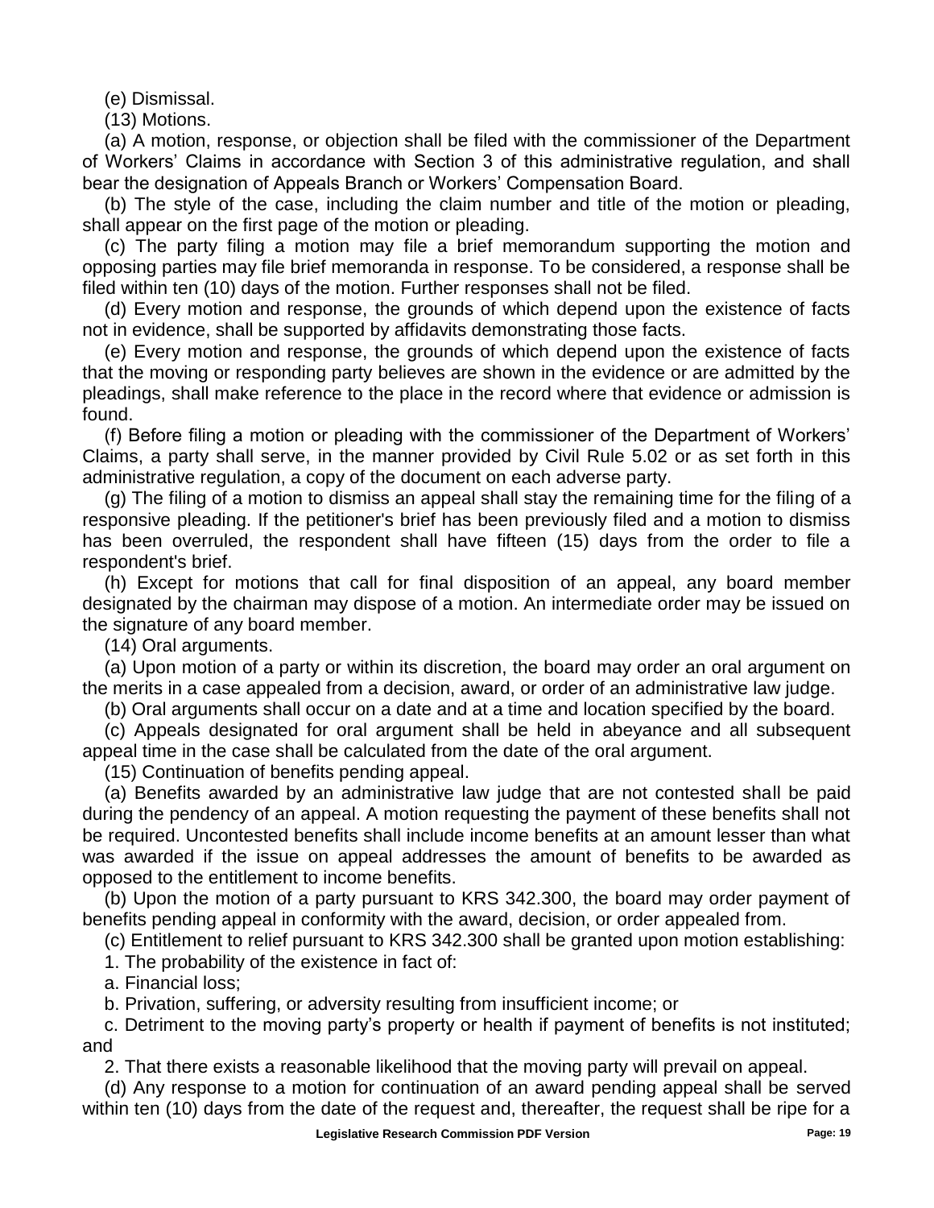(e) Dismissal.

(13) Motions.

(a) A motion, response, or objection shall be filed with the commissioner of the Department of Workers' Claims in accordance with Section 3 of this administrative regulation, and shall bear the designation of Appeals Branch or Workers' Compensation Board.

(b) The style of the case, including the claim number and title of the motion or pleading, shall appear on the first page of the motion or pleading.

(c) The party filing a motion may file a brief memorandum supporting the motion and opposing parties may file brief memoranda in response. To be considered, a response shall be filed within ten (10) days of the motion. Further responses shall not be filed.

(d) Every motion and response, the grounds of which depend upon the existence of facts not in evidence, shall be supported by affidavits demonstrating those facts.

(e) Every motion and response, the grounds of which depend upon the existence of facts that the moving or responding party believes are shown in the evidence or are admitted by the pleadings, shall make reference to the place in the record where that evidence or admission is found.

(f) Before filing a motion or pleading with the commissioner of the Department of Workers' Claims, a party shall serve, in the manner provided by Civil Rule 5.02 or as set forth in this administrative regulation, a copy of the document on each adverse party.

(g) The filing of a motion to dismiss an appeal shall stay the remaining time for the filing of a responsive pleading. If the petitioner's brief has been previously filed and a motion to dismiss has been overruled, the respondent shall have fifteen (15) days from the order to file a respondent's brief.

(h) Except for motions that call for final disposition of an appeal, any board member designated by the chairman may dispose of a motion. An intermediate order may be issued on the signature of any board member.

(14) Oral arguments.

(a) Upon motion of a party or within its discretion, the board may order an oral argument on the merits in a case appealed from a decision, award, or order of an administrative law judge.

(b) Oral arguments shall occur on a date and at a time and location specified by the board.

(c) Appeals designated for oral argument shall be held in abeyance and all subsequent appeal time in the case shall be calculated from the date of the oral argument.

(15) Continuation of benefits pending appeal.

(a) Benefits awarded by an administrative law judge that are not contested shall be paid during the pendency of an appeal. A motion requesting the payment of these benefits shall not be required. Uncontested benefits shall include income benefits at an amount lesser than what was awarded if the issue on appeal addresses the amount of benefits to be awarded as opposed to the entitlement to income benefits.

(b) Upon the motion of a party pursuant to KRS 342.300, the board may order payment of benefits pending appeal in conformity with the award, decision, or order appealed from.

(c) Entitlement to relief pursuant to KRS 342.300 shall be granted upon motion establishing:

1. The probability of the existence in fact of:

a. Financial loss;

b. Privation, suffering, or adversity resulting from insufficient income; or

c. Detriment to the moving party's property or health if payment of benefits is not instituted; and

2. That there exists a reasonable likelihood that the moving party will prevail on appeal.

(d) Any response to a motion for continuation of an award pending appeal shall be served within ten (10) days from the date of the request and, thereafter, the request shall be ripe for a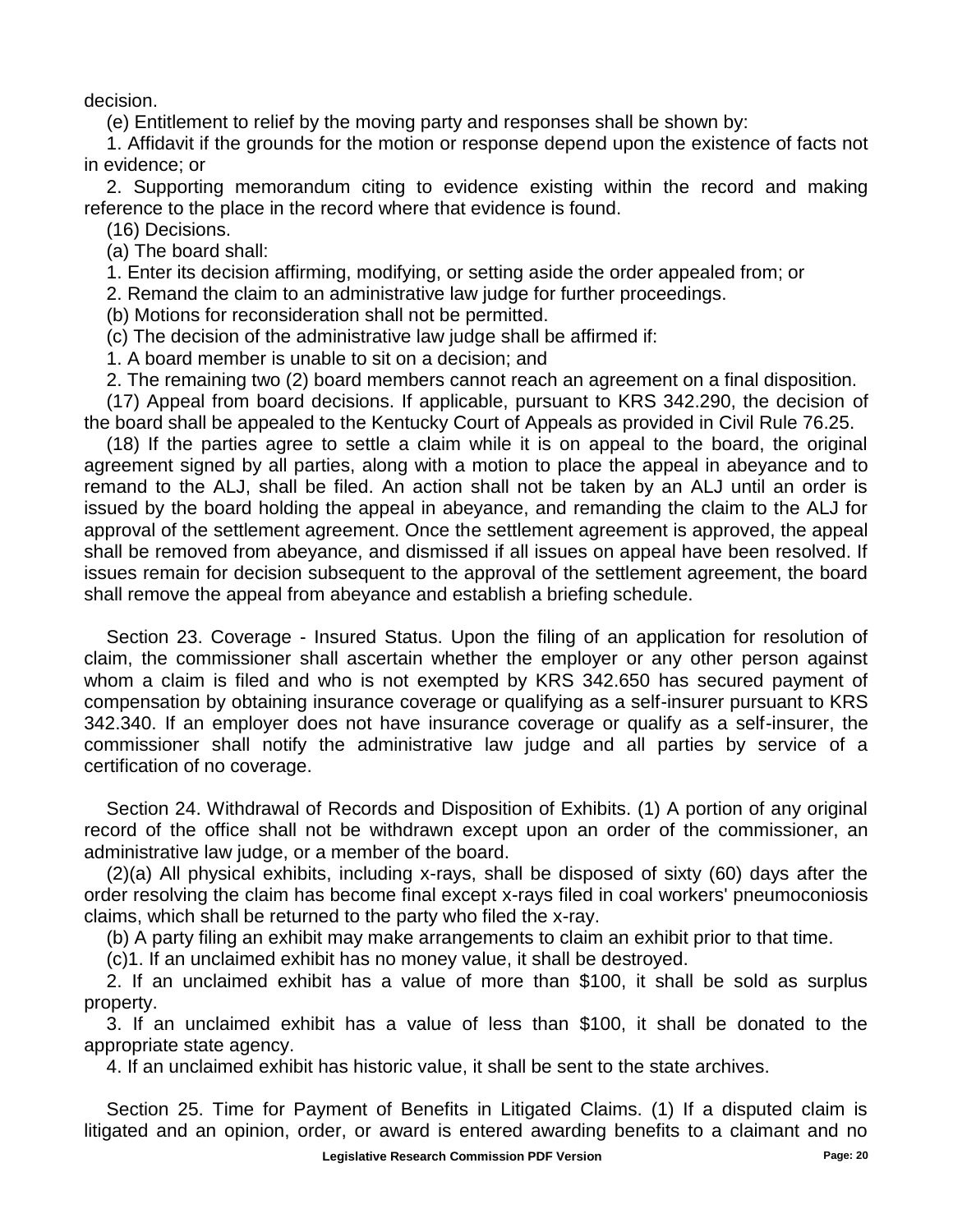decision.

(e) Entitlement to relief by the moving party and responses shall be shown by:

1. Affidavit if the grounds for the motion or response depend upon the existence of facts not in evidence; or

2. Supporting memorandum citing to evidence existing within the record and making reference to the place in the record where that evidence is found.

(16) Decisions.

(a) The board shall:

1. Enter its decision affirming, modifying, or setting aside the order appealed from; or

2. Remand the claim to an administrative law judge for further proceedings.

(b) Motions for reconsideration shall not be permitted.

(c) The decision of the administrative law judge shall be affirmed if:

1. A board member is unable to sit on a decision; and

2. The remaining two (2) board members cannot reach an agreement on a final disposition.

(17) Appeal from board decisions. If applicable, pursuant to KRS 342.290, the decision of the board shall be appealed to the Kentucky Court of Appeals as provided in Civil Rule 76.25.

(18) If the parties agree to settle a claim while it is on appeal to the board, the original agreement signed by all parties, along with a motion to place the appeal in abeyance and to remand to the ALJ, shall be filed. An action shall not be taken by an ALJ until an order is issued by the board holding the appeal in abeyance, and remanding the claim to the ALJ for approval of the settlement agreement. Once the settlement agreement is approved, the appeal shall be removed from abeyance, and dismissed if all issues on appeal have been resolved. If issues remain for decision subsequent to the approval of the settlement agreement, the board shall remove the appeal from abeyance and establish a briefing schedule.

Section 23. Coverage - Insured Status. Upon the filing of an application for resolution of claim, the commissioner shall ascertain whether the employer or any other person against whom a claim is filed and who is not exempted by KRS 342.650 has secured payment of compensation by obtaining insurance coverage or qualifying as a self-insurer pursuant to KRS 342.340. If an employer does not have insurance coverage or qualify as a self-insurer, the commissioner shall notify the administrative law judge and all parties by service of a certification of no coverage.

Section 24. Withdrawal of Records and Disposition of Exhibits. (1) A portion of any original record of the office shall not be withdrawn except upon an order of the commissioner, an administrative law judge, or a member of the board.

(2)(a) All physical exhibits, including x-rays, shall be disposed of sixty (60) days after the order resolving the claim has become final except x-rays filed in coal workers' pneumoconiosis claims, which shall be returned to the party who filed the x-ray.

(b) A party filing an exhibit may make arrangements to claim an exhibit prior to that time.

(c)1. If an unclaimed exhibit has no money value, it shall be destroyed.

2. If an unclaimed exhibit has a value of more than $100, it shall be sold as surplus property.

3. If an unclaimed exhibit has a value of less than $100, it shall be donated to the appropriate state agency.

4. If an unclaimed exhibit has historic value, it shall be sent to the state archives.

Section 25. Time for Payment of Benefits in Litigated Claims. (1) If a disputed claim is litigated and an opinion, order, or award is entered awarding benefits to a claimant and no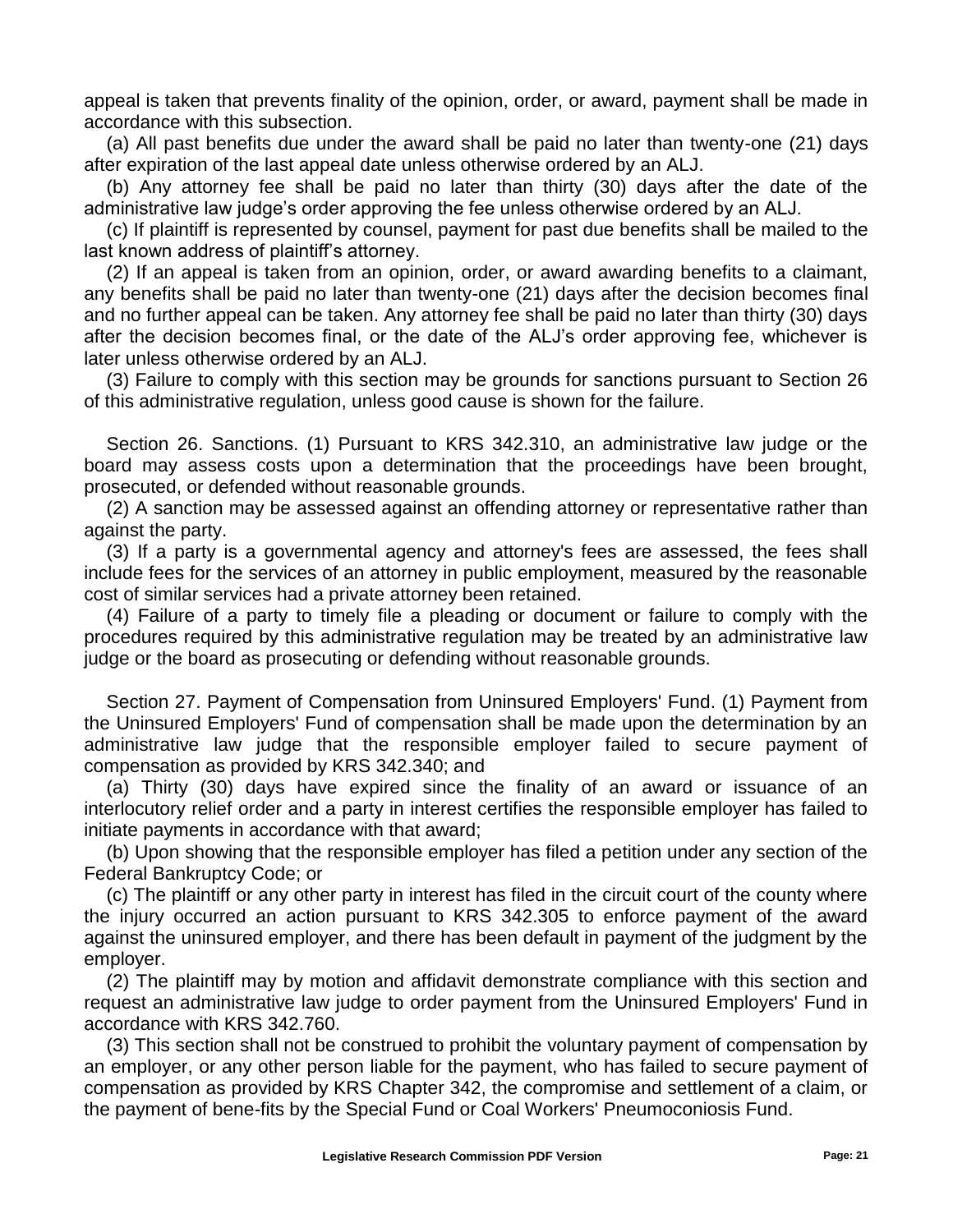appeal is taken that prevents finality of the opinion, order, or award, payment shall be made in accordance with this subsection.

(a) All past benefits due under the award shall be paid no later than twenty-one (21) days after expiration of the last appeal date unless otherwise ordered by an ALJ.

(b) Any attorney fee shall be paid no later than thirty (30) days after the date of the administrative law judge's order approving the fee unless otherwise ordered by an ALJ.

(c) If plaintiff is represented by counsel, payment for past due benefits shall be mailed to the last known address of plaintiff's attorney.

(2) If an appeal is taken from an opinion, order, or award awarding benefits to a claimant, any benefits shall be paid no later than twenty-one (21) days after the decision becomes final and no further appeal can be taken. Any attorney fee shall be paid no later than thirty (30) days after the decision becomes final, or the date of the ALJ's order approving fee, whichever is later unless otherwise ordered by an ALJ.

(3) Failure to comply with this section may be grounds for sanctions pursuant to Section 26 of this administrative regulation, unless good cause is shown for the failure.

Section 26. Sanctions. (1) Pursuant to KRS 342.310, an administrative law judge or the board may assess costs upon a determination that the proceedings have been brought, prosecuted, or defended without reasonable grounds.

(2) A sanction may be assessed against an offending attorney or representative rather than against the party.

(3) If a party is a governmental agency and attorney's fees are assessed, the fees shall include fees for the services of an attorney in public employment, measured by the reasonable cost of similar services had a private attorney been retained.

(4) Failure of a party to timely file a pleading or document or failure to comply with the procedures required by this administrative regulation may be treated by an administrative law judge or the board as prosecuting or defending without reasonable grounds.

Section 27. Payment of Compensation from Uninsured Employers' Fund. (1) Payment from the Uninsured Employers' Fund of compensation shall be made upon the determination by an administrative law judge that the responsible employer failed to secure payment of compensation as provided by KRS 342.340; and

(a) Thirty (30) days have expired since the finality of an award or issuance of an interlocutory relief order and a party in interest certifies the responsible employer has failed to initiate payments in accordance with that award;

(b) Upon showing that the responsible employer has filed a petition under any section of the Federal Bankruptcy Code; or

(c) The plaintiff or any other party in interest has filed in the circuit court of the county where the injury occurred an action pursuant to KRS 342.305 to enforce payment of the award against the uninsured employer, and there has been default in payment of the judgment by the employer.

(2) The plaintiff may by motion and affidavit demonstrate compliance with this section and request an administrative law judge to order payment from the Uninsured Employers' Fund in accordance with KRS 342.760.

(3) This section shall not be construed to prohibit the voluntary payment of compensation by an employer, or any other person liable for the payment, who has failed to secure payment of compensation as provided by KRS Chapter 342, the compromise and settlement of a claim, or the payment of bene-fits by the Special Fund or Coal Workers' Pneumoconiosis Fund.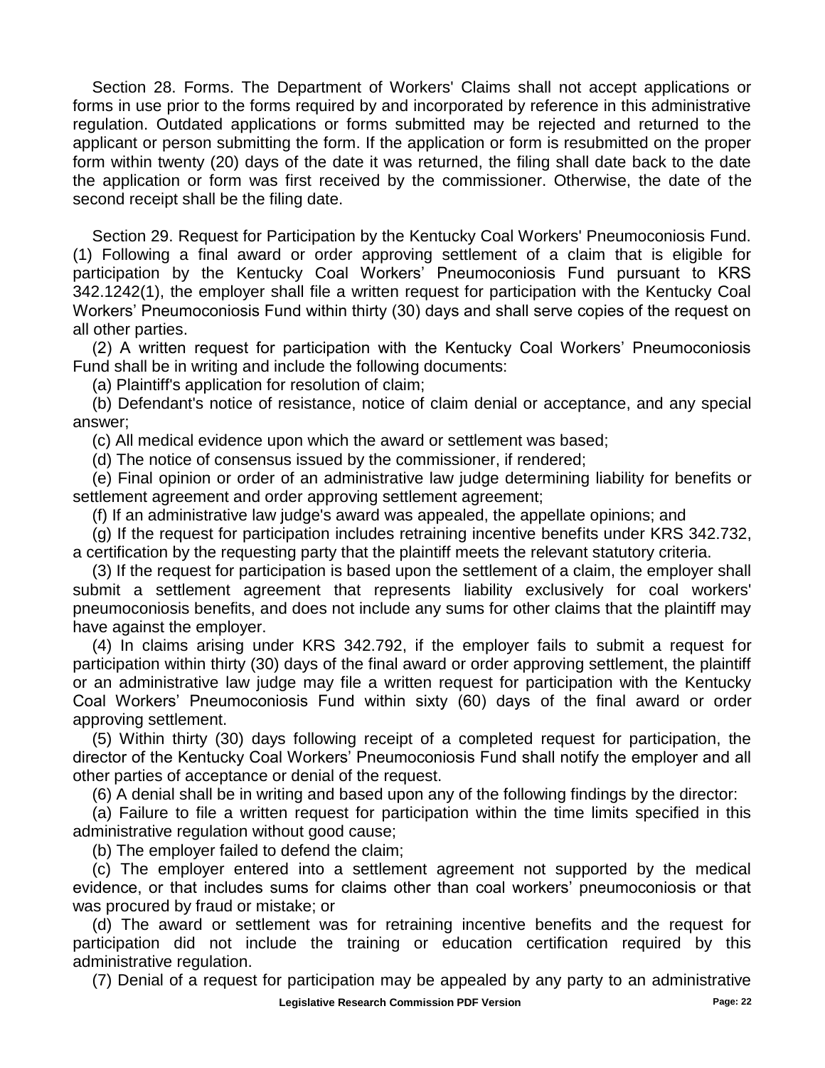Section 28. Forms. The Department of Workers' Claims shall not accept applications or forms in use prior to the forms required by and incorporated by reference in this administrative regulation. Outdated applications or forms submitted may be rejected and returned to the applicant or person submitting the form. If the application or form is resubmitted on the proper form within twenty (20) days of the date it was returned, the filing shall date back to the date the application or form was first received by the commissioner. Otherwise, the date of the second receipt shall be the filing date.

Section 29. Request for Participation by the Kentucky Coal Workers' Pneumoconiosis Fund. (1) Following a final award or order approving settlement of a claim that is eligible for participation by the Kentucky Coal Workers' Pneumoconiosis Fund pursuant to KRS 342.1242(1), the employer shall file a written request for participation with the Kentucky Coal Workers' Pneumoconiosis Fund within thirty (30) days and shall serve copies of the request on all other parties.

(2) A written request for participation with the Kentucky Coal Workers' Pneumoconiosis Fund shall be in writing and include the following documents:

(a) Plaintiff's application for resolution of claim;

(b) Defendant's notice of resistance, notice of claim denial or acceptance, and any special answer;

(c) All medical evidence upon which the award or settlement was based;

(d) The notice of consensus issued by the commissioner, if rendered;

(e) Final opinion or order of an administrative law judge determining liability for benefits or settlement agreement and order approving settlement agreement;

(f) If an administrative law judge's award was appealed, the appellate opinions; and

(g) If the request for participation includes retraining incentive benefits under KRS 342.732, a certification by the requesting party that the plaintiff meets the relevant statutory criteria.

(3) If the request for participation is based upon the settlement of a claim, the employer shall submit a settlement agreement that represents liability exclusively for coal workers' pneumoconiosis benefits, and does not include any sums for other claims that the plaintiff may have against the employer.

(4) In claims arising under KRS 342.792, if the employer fails to submit a request for participation within thirty (30) days of the final award or order approving settlement, the plaintiff or an administrative law judge may file a written request for participation with the Kentucky Coal Workers' Pneumoconiosis Fund within sixty (60) days of the final award or order approving settlement.

(5) Within thirty (30) days following receipt of a completed request for participation, the director of the Kentucky Coal Workers' Pneumoconiosis Fund shall notify the employer and all other parties of acceptance or denial of the request.

(6) A denial shall be in writing and based upon any of the following findings by the director:

(a) Failure to file a written request for participation within the time limits specified in this administrative regulation without good cause;

(b) The employer failed to defend the claim;

(c) The employer entered into a settlement agreement not supported by the medical evidence, or that includes sums for claims other than coal workers' pneumoconiosis or that was procured by fraud or mistake; or

(d) The award or settlement was for retraining incentive benefits and the request for participation did not include the training or education certification required by this administrative regulation.

(7) Denial of a request for participation may be appealed by any party to an administrative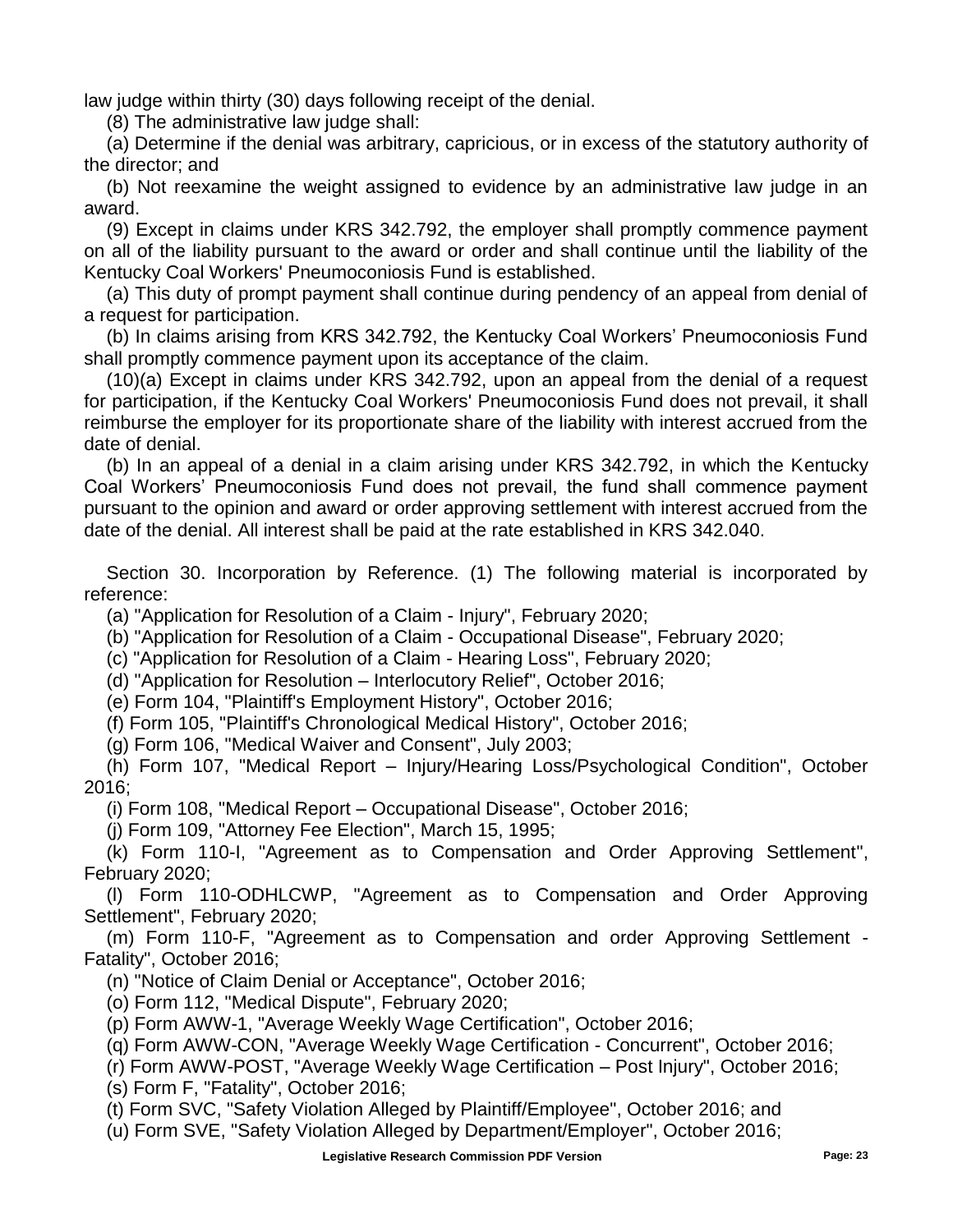law judge within thirty (30) days following receipt of the denial.

(8) The administrative law judge shall:

(a) Determine if the denial was arbitrary, capricious, or in excess of the statutory authority of the director; and

(b) Not reexamine the weight assigned to evidence by an administrative law judge in an award.

(9) Except in claims under KRS 342.792, the employer shall promptly commence payment on all of the liability pursuant to the award or order and shall continue until the liability of the Kentucky Coal Workers' Pneumoconiosis Fund is established.

(a) This duty of prompt payment shall continue during pendency of an appeal from denial of a request for participation.

(b) In claims arising from KRS 342.792, the Kentucky Coal Workers' Pneumoconiosis Fund shall promptly commence payment upon its acceptance of the claim.

(10)(a) Except in claims under KRS 342.792, upon an appeal from the denial of a request for participation, if the Kentucky Coal Workers' Pneumoconiosis Fund does not prevail, it shall reimburse the employer for its proportionate share of the liability with interest accrued from the date of denial.

(b) In an appeal of a denial in a claim arising under KRS 342.792, in which the Kentucky Coal Workers' Pneumoconiosis Fund does not prevail, the fund shall commence payment pursuant to the opinion and award or order approving settlement with interest accrued from the date of the denial. All interest shall be paid at the rate established in KRS 342.040.

Section 30. Incorporation by Reference. (1) The following material is incorporated by reference:

(a) "Application for Resolution of a Claim - Injury", February 2020;

(b) "Application for Resolution of a Claim - Occupational Disease", February 2020;

(c) "Application for Resolution of a Claim - Hearing Loss", February 2020;

(d) "Application for Resolution – Interlocutory Relief", October 2016;

(e) Form 104, "Plaintiff's Employment History", October 2016;

(f) Form 105, "Plaintiff's Chronological Medical History", October 2016;

(g) Form 106, "Medical Waiver and Consent", July 2003;

(h) Form 107, "Medical Report – Injury/Hearing Loss/Psychological Condition", October 2016;

(i) Form 108, "Medical Report – Occupational Disease", October 2016;

(j) Form 109, "Attorney Fee Election", March 15, 1995;

(k) Form 110-I, "Agreement as to Compensation and Order Approving Settlement", February 2020;

(l) Form 110-ODHLCWP, "Agreement as to Compensation and Order Approving Settlement", February 2020;

(m) Form 110-F, "Agreement as to Compensation and order Approving Settlement - Fatality", October 2016;

(n) "Notice of Claim Denial or Acceptance", October 2016;

(o) Form 112, "Medical Dispute", February 2020;

(p) Form AWW-1, "Average Weekly Wage Certification", October 2016;

(q) Form AWW-CON, "Average Weekly Wage Certification - Concurrent", October 2016;

(r) Form AWW-POST, "Average Weekly Wage Certification – Post Injury", October 2016;

(s) Form F, "Fatality", October 2016;

(t) Form SVC, "Safety Violation Alleged by Plaintiff/Employee", October 2016; and

(u) Form SVE, "Safety Violation Alleged by Department/Employer", October 2016;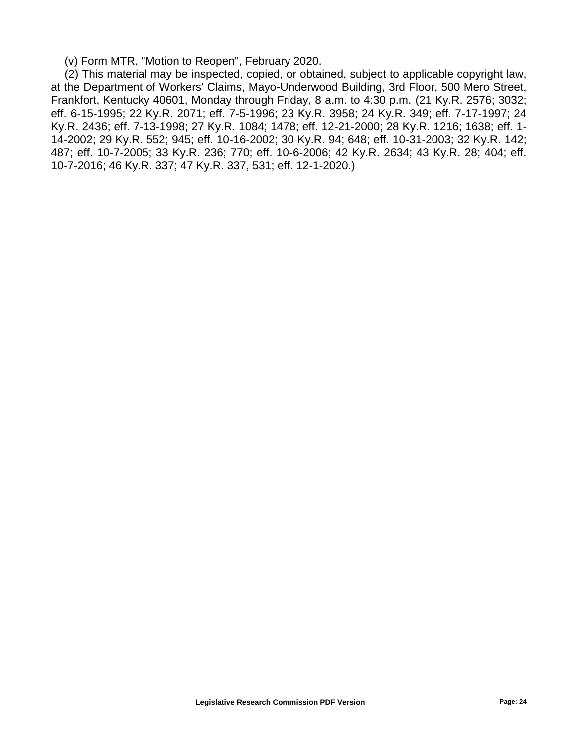(v) Form MTR, "Motion to Reopen", February 2020.

(2) This material may be inspected, copied, or obtained, subject to applicable copyright law, at the Department of Workers' Claims, Mayo-Underwood Building, 3rd Floor, 500 Mero Street, Frankfort, Kentucky 40601, Monday through Friday, 8 a.m. to 4:30 p.m. (21 Ky.R. 2576; 3032; eff. 6-15-1995; 22 Ky.R. 2071; eff. 7-5-1996; 23 Ky.R. 3958; 24 Ky.R. 349; eff. 7-17-1997; 24 Ky.R. 2436; eff. 7-13-1998; 27 Ky.R. 1084; 1478; eff. 12-21-2000; 28 Ky.R. 1216; 1638; eff. 1-14-2002; 29 Ky.R. 552; 945; eff. 10-16-2002; 30 Ky.R. 94; 648; eff. 10-31-2003; 32 Ky.R. 142; 487; eff. 10-7-2005; 33 Ky.R. 236; 770; eff. 10-6-2006; 42 Ky.R. 2634; 43 Ky.R. 28; 404; eff. 10-7-2016; 46 Ky.R. 337; 47 Ky.R. 337, 531; eff. 12-1-2020.)